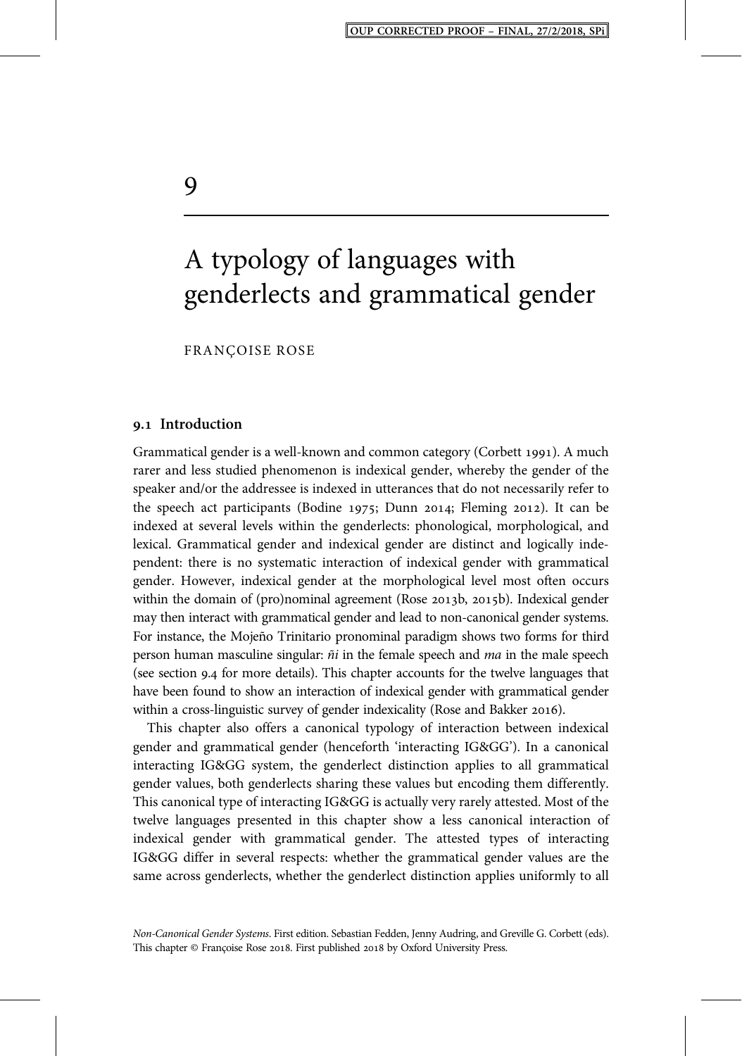# 9

# A typology of languages with genderlects and grammatical gender

FRANÇOISE ROSE

## 9.1 Introduction

Grammatical gender is a well-known and common category (Corbett 1991). A much rarer and less studied phenomenon is indexical gender, whereby the gender of the speaker and/or the addressee is indexed in utterances that do not necessarily refer to the speech act participants (Bodine 1975; Dunn 2014; Fleming 2012). It can be indexed at several levels within the genderlects: phonological, morphological, and lexical. Grammatical gender and indexical gender are distinct and logically independent: there is no systematic interaction of indexical gender with grammatical gender. However, indexical gender at the morphological level most often occurs within the domain of (pro)nominal agreement (Rose 2013b, 2015b). Indexical gender may then interact with grammatical gender and lead to non-canonical gender systems. For instance, the Mojeño Trinitario pronominal paradigm shows two forms for third person human masculine singular: *ñi* in the female speech and *ma* in the male speech (see section 9.4 for more details). This chapter accounts for the twelve languages that have been found to show an interaction of indexical gender with grammatical gender within a cross-linguistic survey of gender indexicality (Rose and Bakker 2016).

This chapter also offers a canonical typology of interaction between indexical gender and grammatical gender (henceforth 'interacting IG&GG'). In a canonical interacting IG&GG system, the genderlect distinction applies to all grammatical gender values, both genderlects sharing these values but encoding them differently. This canonical type of interacting IG&GG is actually very rarely attested. Most of the twelve languages presented in this chapter show a less canonical interaction of indexical gender with grammatical gender. The attested types of interacting IG&GG differ in several respects: whether the grammatical gender values are the same across genderlects, whether the genderlect distinction applies uniformly to all

*Non-Canonical Gender Systems*. First edition. Sebastian Fedden, Jenny Audring, and Greville G. Corbett (eds). This chapter © Françoise Rose 2018. First published 2018 by Oxford University Press.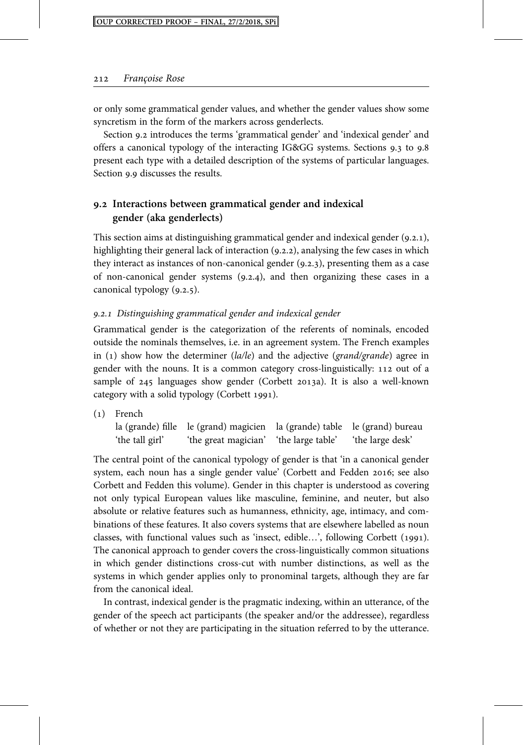or only some grammatical gender values, and whether the gender values show some syncretism in the form of the markers across genderlects.

Section 9.2 introduces the terms 'grammatical gender' and 'indexical gender' and offers a canonical typology of the interacting IG&GG systems. Sections 9.3 to 9.8 present each type with a detailed description of the systems of particular languages. Section 9.9 discusses the results.

## 9.2 Interactions between grammatical gender and indexical gender (aka genderlects)

This section aims at distinguishing grammatical gender and indexical gender (9.2.1), highlighting their general lack of interaction (9.2.2), analysing the few cases in which they interact as instances of non-canonical gender (9.2.3), presenting them as a case of non-canonical gender systems (9.2.4), and then organizing these cases in a canonical typology (9.2.5).

### *9.2.1 Distinguishing grammatical gender and indexical gender*

Grammatical gender is the categorization of the referents of nominals, encoded outside the nominals themselves, i.e. in an agreement system. The French examples in (1) show how the determiner (*la/le*) and the adjective (*grand/grande*) agree in gender with the nouns. It is a common category cross-linguistically: 112 out of a sample of 245 languages show gender (Corbett 2013a). It is also a well-known category with a solid typology (Corbett 1991).

(1) French

| la (grande) fille | le (grand) magicien | la (grande) table | le (grand) bureau |
|---|---|---|---|
| 'the tall girl' | 'the great magician' | 'the large table' | 'the large desk' |

The central point of the canonical typology of gender is that 'in a canonical gender system, each noun has a single gender value' (Corbett and Fedden 2016; see also Corbett and Fedden this volume). Gender in this chapter is understood as covering not only typical European values like masculine, feminine, and neuter, but also absolute or relative features such as humanness, ethnicity, age, intimacy, and combinations of these features. It also covers systems that are elsewhere labelled as noun classes, with functional values such as 'insect, edible…', following Corbett (1991). The canonical approach to gender covers the cross-linguistically common situations in which gender distinctions cross-cut with number distinctions, as well as the systems in which gender applies only to pronominal targets, although they are far from the canonical ideal.

In contrast, indexical gender is the pragmatic indexing, within an utterance, of the gender of the speech act participants (the speaker and/or the addressee), regardless of whether or not they are participating in the situation referred to by the utterance.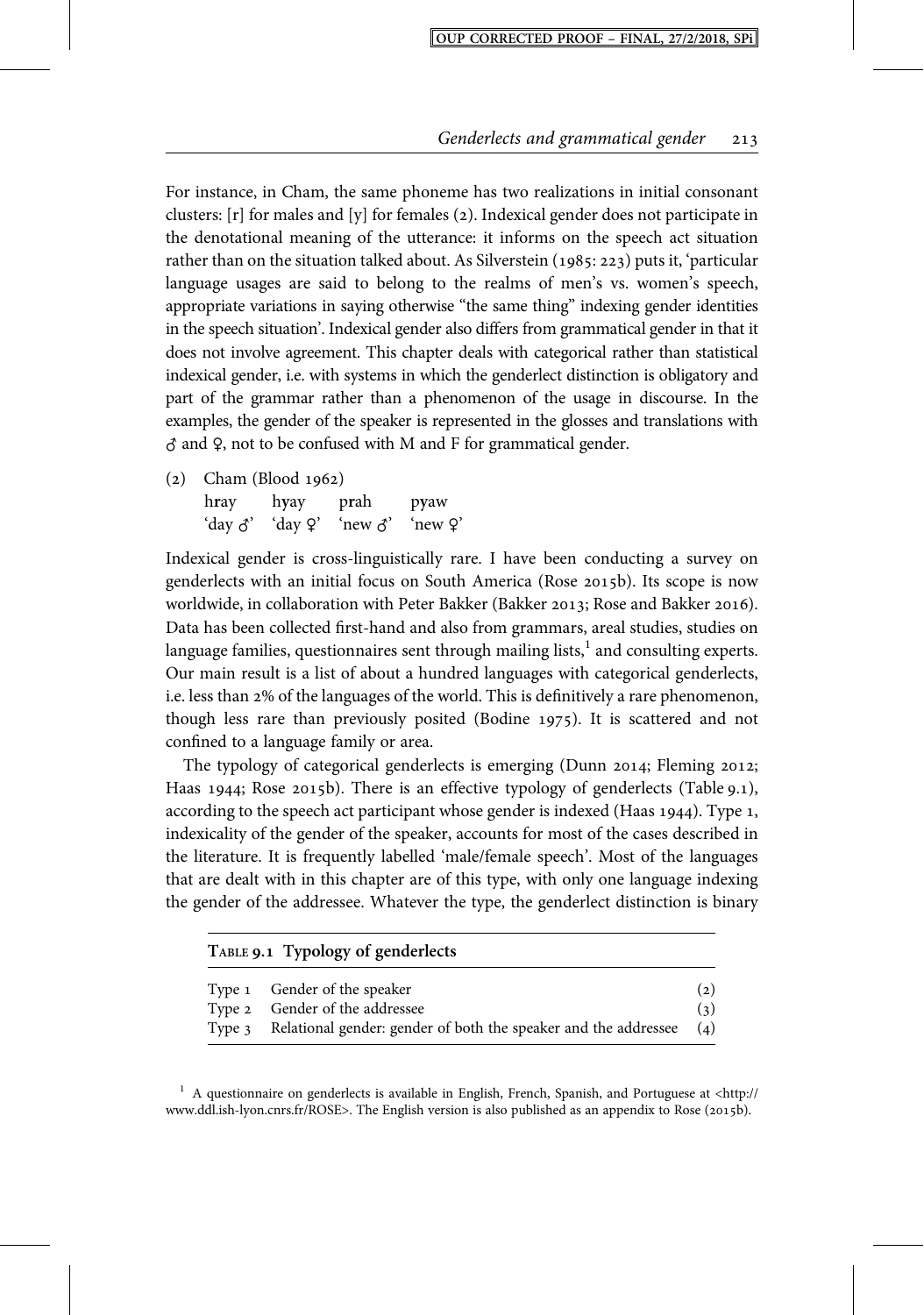For instance, in Cham, the same phoneme has two realizations in initial consonant clusters: [r] for males and [y] for females (2). Indexical gender does not participate in the denotational meaning of the utterance: it informs on the speech act situation rather than on the situation talked about. As Silverstein (1985: 223) puts it, 'particular language usages are said to belong to the realms of men's vs. women's speech, appropriate variations in saying otherwise "the same thing" indexing gender identities in the speech situation'. Indexical gender also differs from grammatical gender in that it does not involve agreement. This chapter deals with categorical rather than statistical indexical gender, i.e. with systems in which the genderlect distinction is obligatory and part of the grammar rather than a phenomenon of the usage in discourse. In the examples, the gender of the speaker is represented in the glosses and translations with ♂ and ♀, not to be confused with M and F for grammatical gender.

(2) Cham (Blood 1962)

| h**r**ay | h**y**ay | p**r**ah | p**y**aw |
|---|---|---|---|
| 'day ♂' | 'day ♀' | 'new ♂' | 'new ♀' |

Indexical gender is cross-linguistically rare. I have been conducting a survey on genderlects with an initial focus on South America (Rose 2015b). Its scope is now worldwide, in collaboration with Peter Bakker (Bakker 2013; Rose and Bakker 2016). Data has been collected first-hand and also from grammars, areal studies, studies on language families, questionnaires sent through mailing lists,[1] and consulting experts. Our main result is a list of about a hundred languages with categorical genderlects, i.e. less than 2% of the languages of the world. This is definitively a rare phenomenon, though less rare than previously posited (Bodine 1975). It is scattered and not confined to a language family or area.

The typology of categorical genderlects is emerging (Dunn 2014; Fleming 2012; Haas 1944; Rose 2015b). There is an effective typology of genderlects (Table 9.1), according to the speech act participant whose gender is indexed (Haas 1944). Type 1, indexicality of the gender of the speaker, accounts for most of the cases described in the literature. It is frequently labelled 'male/female speech'. Most of the languages that are dealt with in this chapter are of this type, with only one language indexing the gender of the addressee. Whatever the type, the genderlect distinction is binary

**Table 9.1 Typology of genderlects**

| | | |
|---|---|---|
| Type 1 | Gender of the speaker | (2) |
| Type 2 | Gender of the addressee | (3) |
| Type 3 | Relational gender: gender of both the speaker and the addressee | (4) |

[1] A questionnaire on genderlects is available in English, French, Spanish, and Portuguese at <http://www.ddl.ish-lyon.cnrs.fr/ROSE>. The English version is also published as an appendix to Rose (2015b).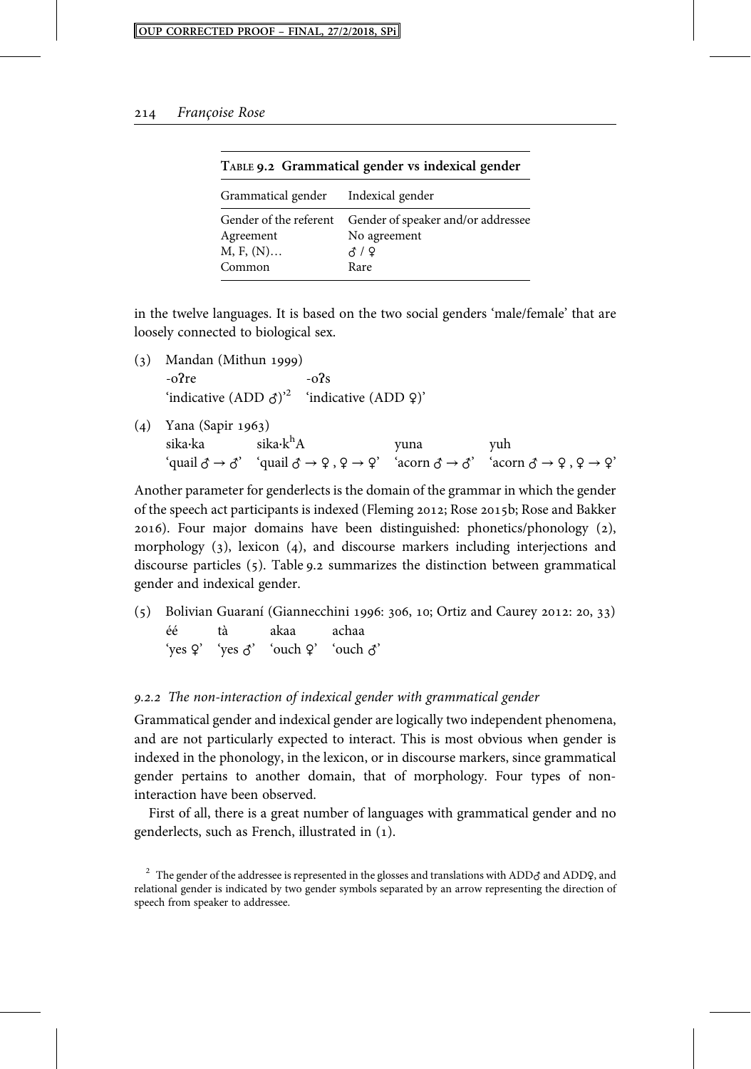TABLE 9.2 Grammatical gender vs indexical gender

| Grammatical gender | Indexical gender |
| --- | --- |
| Gender of the referent | Gender of speaker and/or addressee |
| Agreement | No agreement |
| M, F, (N)… | ♂ / ♀ |
| Common | Rare |

in the twelve languages. It is based on the two social genders 'male/female' that are loosely connected to biological sex.

(3) Mandan (Mithun 1999)
-oʔre &nbsp;&nbsp;&nbsp;&nbsp;&nbsp;&nbsp;&nbsp;&nbsp;&nbsp;&nbsp;&nbsp;&nbsp; -oʔs
'indicative (ADD ♂)'[2] &nbsp;&nbsp; 'indicative (ADD ♀)'

(4) Yana (Sapir 1963)
sika·ka &nbsp;&nbsp;&nbsp;&nbsp; sika·$k^h$A &nbsp;&nbsp;&nbsp;&nbsp;&nbsp;&nbsp;&nbsp;&nbsp;&nbsp;&nbsp; yuna &nbsp;&nbsp;&nbsp;&nbsp;&nbsp;&nbsp; yuh
'quail ♂ → ♂' &nbsp; 'quail ♂ → ♀ , ♀ → ♀' &nbsp; 'acorn ♂ → ♂' &nbsp; 'acorn ♂ → ♀ , ♀ → ♀'

Another parameter for genderlects is the domain of the grammar in which the gender of the speech act participants is indexed (Fleming 2012; Rose 2015b; Rose and Bakker 2016). Four major domains have been distinguished: phonetics/phonology (2), morphology (3), lexicon (4), and discourse markers including interjections and discourse particles (5). Table 9.2 summarizes the distinction between grammatical gender and indexical gender.

(5) Bolivian Guaraní (Giannecchini 1996: 306, 10; Ortiz and Caurey 2012: 20, 33)
éé &nbsp;&nbsp;&nbsp;&nbsp;&nbsp; tà &nbsp;&nbsp;&nbsp;&nbsp;&nbsp; akaa &nbsp;&nbsp;&nbsp;&nbsp;&nbsp; achaa
'yes ♀' &nbsp; 'yes ♂' &nbsp; 'ouch ♀' &nbsp; 'ouch ♂'

### *9.2.2 The non-interaction of indexical gender with grammatical gender*

Grammatical gender and indexical gender are logically two independent phenomena, and are not particularly expected to interact. This is most obvious when gender is indexed in the phonology, in the lexicon, or in discourse markers, since grammatical gender pertains to another domain, that of morphology. Four types of non-interaction have been observed.

First of all, there is a great number of languages with grammatical gender and no genderlects, such as French, illustrated in (1).

[2] The gender of the addressee is represented in the glosses and translations with ADD♂ and ADD♀, and relational gender is indicated by two gender symbols separated by an arrow representing the direction of speech from speaker to addressee.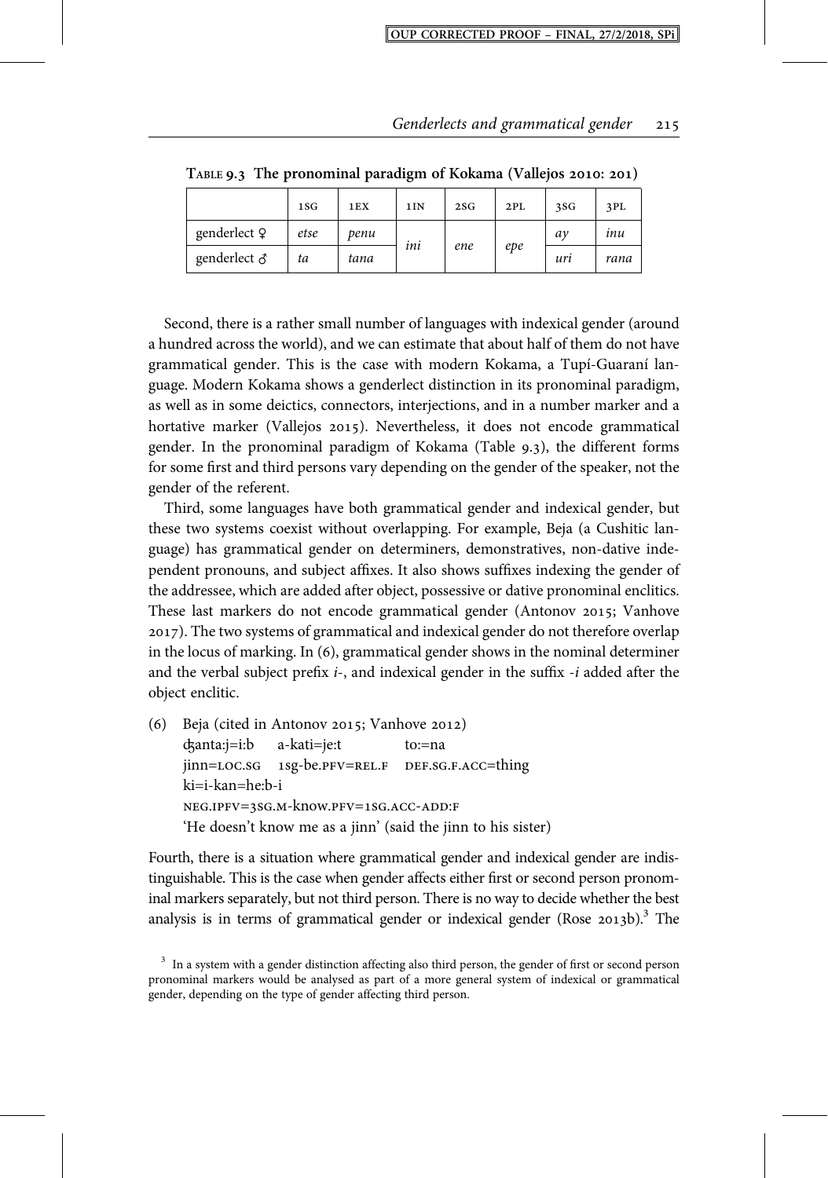TABLE 9.3 The pronominal paradigm of Kokama (Vallejos 2010: 201)

| | 1SG | 1EX | 1IN | 2SG | 2PL | 3SG | 3PL |
|---|---|---|---|---|---|---|---|
| genderlect ♀ | *etse* | *penu* | *ini* | *ene* | *epe* | *ay* | *inu* |
| genderlect ♂ | *ta* | *tana* | | | | *uri* | *rana* |

Second, there is a rather small number of languages with indexical gender (around a hundred across the world), and we can estimate that about half of them do not have grammatical gender. This is the case with modern Kokama, a Tupí-Guaraní language. Modern Kokama shows a genderlect distinction in its pronominal paradigm, as well as in some deictics, connectors, interjections, and in a number marker and a hortative marker (Vallejos 2015). Nevertheless, it does not encode grammatical gender. In the pronominal paradigm of Kokama (Table 9.3), the different forms for some first and third persons vary depending on the gender of the speaker, not the gender of the referent.

Third, some languages have both grammatical gender and indexical gender, but these two systems coexist without overlapping. For example, Beja (a Cushitic language) has grammatical gender on determiners, demonstratives, non-dative independent pronouns, and subject affixes. It also shows suffixes indexing the gender of the addressee, which are added after object, possessive or dative pronominal enclitics. These last markers do not encode grammatical gender (Antonov 2015; Vanhove 2017). The two systems of grammatical and indexical gender do not therefore overlap in the locus of marking. In (6), grammatical gender shows in the nominal determiner and the verbal subject prefix *i-*, and indexical gender in the suffix *-i* added after the object enclitic.

(6) Beja (cited in Antonov 2015; Vanhove 2012)
ʤanta:j=i:b a-kati=je:t to:=na
jinn=LOC.SG 1SG-be.PFV=REL.F DEF.SG.F.ACC=thing
ki=i-kan=he:b-i
NEG.IPFV=3SG.M-know.PFV=1SG.ACC-ADD:F
'He doesn't know me as a jinn' (said the jinn to his sister)

Fourth, there is a situation where grammatical gender and indexical gender are indistinguishable. This is the case when gender affects either first or second person pronominal markers separately, but not third person. There is no way to decide whether the best analysis is in terms of grammatical gender or indexical gender (Rose 2013b).[3] The

[3] In a system with a gender distinction affecting also third person, the gender of first or second person pronominal markers would be analysed as part of a more general system of indexical or grammatical gender, depending on the type of gender affecting third person.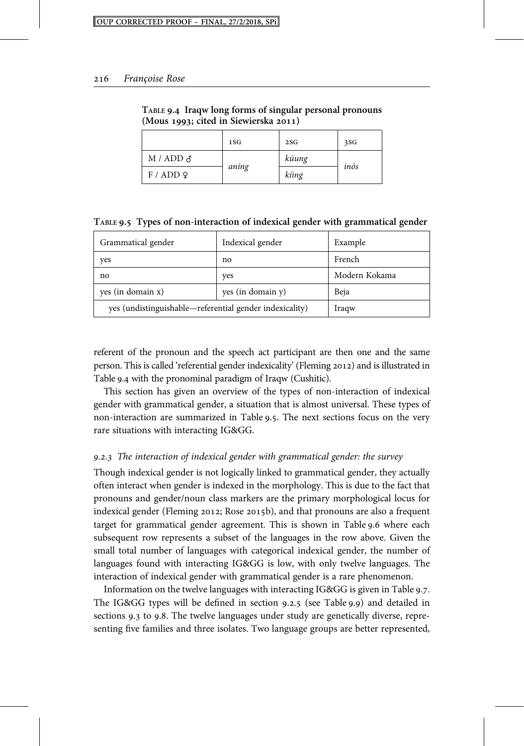**Table 9.4 Iraqw long forms of singular personal pronouns (Mous 1993; cited in Siewierska 2011)**

| | 1SG | 2SG | 3SG |
|---|---|---|---|
| M / ADD ♂ | *aníng* | *kúung* | *inós* |
| F / ADD ♀ | | *kíing* | |

**Table 9.5 Types of non-interaction of indexical gender with grammatical gender**

| Grammatical gender | Indexical gender | Example |
|---|---|---|
| yes | no | French |
| no | yes | Modern Kokama |
| yes (in domain x) | yes (in domain y) | Beja |
| yes (undistinguishable—referential gender indexicality) | | Iraqw |

referent of the pronoun and the speech act participant are then one and the same person. This is called 'referential gender indexicality' (Fleming 2012) and is illustrated in Table 9.4 with the pronominal paradigm of Iraqw (Cushitic).

This section has given an overview of the types of non-interaction of indexical gender with grammatical gender, a situation that is almost universal. These types of non-interaction are summarized in Table 9.5. The next sections focus on the very rare situations with interacting IG&GG.

### *9.2.3 The interaction of indexical gender with grammatical gender: the survey*

Though indexical gender is not logically linked to grammatical gender, they actually often interact when gender is indexed in the morphology. This is due to the fact that pronouns and gender/noun class markers are the primary morphological locus for indexical gender (Fleming 2012; Rose 2015b), and that pronouns are also a frequent target for grammatical gender agreement. This is shown in Table 9.6 where each subsequent row represents a subset of the languages in the row above. Given the small total number of languages with categorical indexical gender, the number of languages found with interacting IG&GG is low, with only twelve languages. The interaction of indexical gender with grammatical gender is a rare phenomenon.

Information on the twelve languages with interacting IG&GG is given in Table 9.7. The IG&GG types will be defined in section 9.2.5 (see Table 9.9) and detailed in sections 9.3 to 9.8. The twelve languages under study are genetically diverse, representing five families and three isolates. Two language groups are better represented,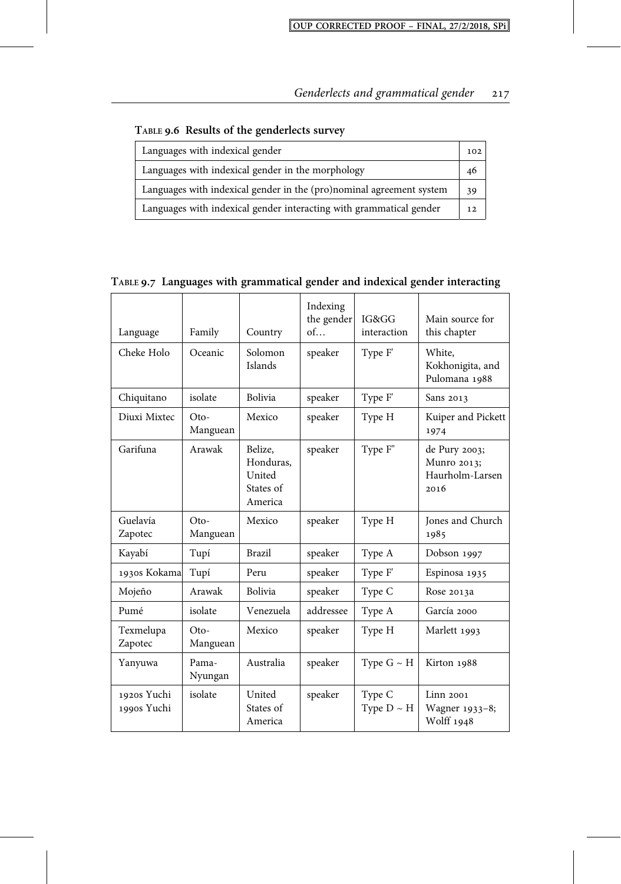**TABLE 9.6 Results of the genderlects survey**

| | |
|---|---|
| Languages with indexical gender | 102 |
| Languages with indexical gender in the morphology | 46 |
| Languages with indexical gender in the (pro)nominal agreement system | 39 |
| Languages with indexical gender interacting with grammatical gender | 12 |

**TABLE 9.7 Languages with grammatical gender and indexical gender interacting**

| Language | Family | Country | Indexing the gender of… | IG&GG interaction | Main source for this chapter |
|---|---|---|---|---|---|
| Cheke Holo | Oceanic | Solomon Islands | speaker | Type F' | White, Kokhonigita, and Pulomana 1988 |
| Chiquitano | isolate | Bolivia | speaker | Type F' | Sans 2013 |
| Diuxi Mixtec | Oto-Manguean | Mexico | speaker | Type H | Kuiper and Pickett 1974 |
| Garifuna | Arawak | Belize, Honduras, United States of America | speaker | Type F'' | de Pury 2003; Munro 2013; Haurholm-Larsen 2016 |
| Guelavía Zapotec | Oto-Manguean | Mexico | speaker | Type H | Jones and Church 1985 |
| Kayabí | Tupí | Brazil | speaker | Type A | Dobson 1997 |
| 1930s Kokama | Tupí | Peru | speaker | Type F' | Espinosa 1935 |
| Mojeño | Arawak | Bolivia | speaker | Type C | Rose 2013a |
| Pumé | isolate | Venezuela | addressee | Type A | García 2000 |
| Texmelupa Zapotec | Oto-Manguean | Mexico | speaker | Type H | Marlett 1993 |
| Yanyuwa | Pama-Nyungan | Australia | speaker | Type G ~ H | Kirton 1988 |
| 1920s Yuchi<br>1990s Yuchi | isolate | United States of America | speaker | Type C<br>Type D ~ H | Linn 2001<br>Wagner 1933–8;<br>Wolff 1948 |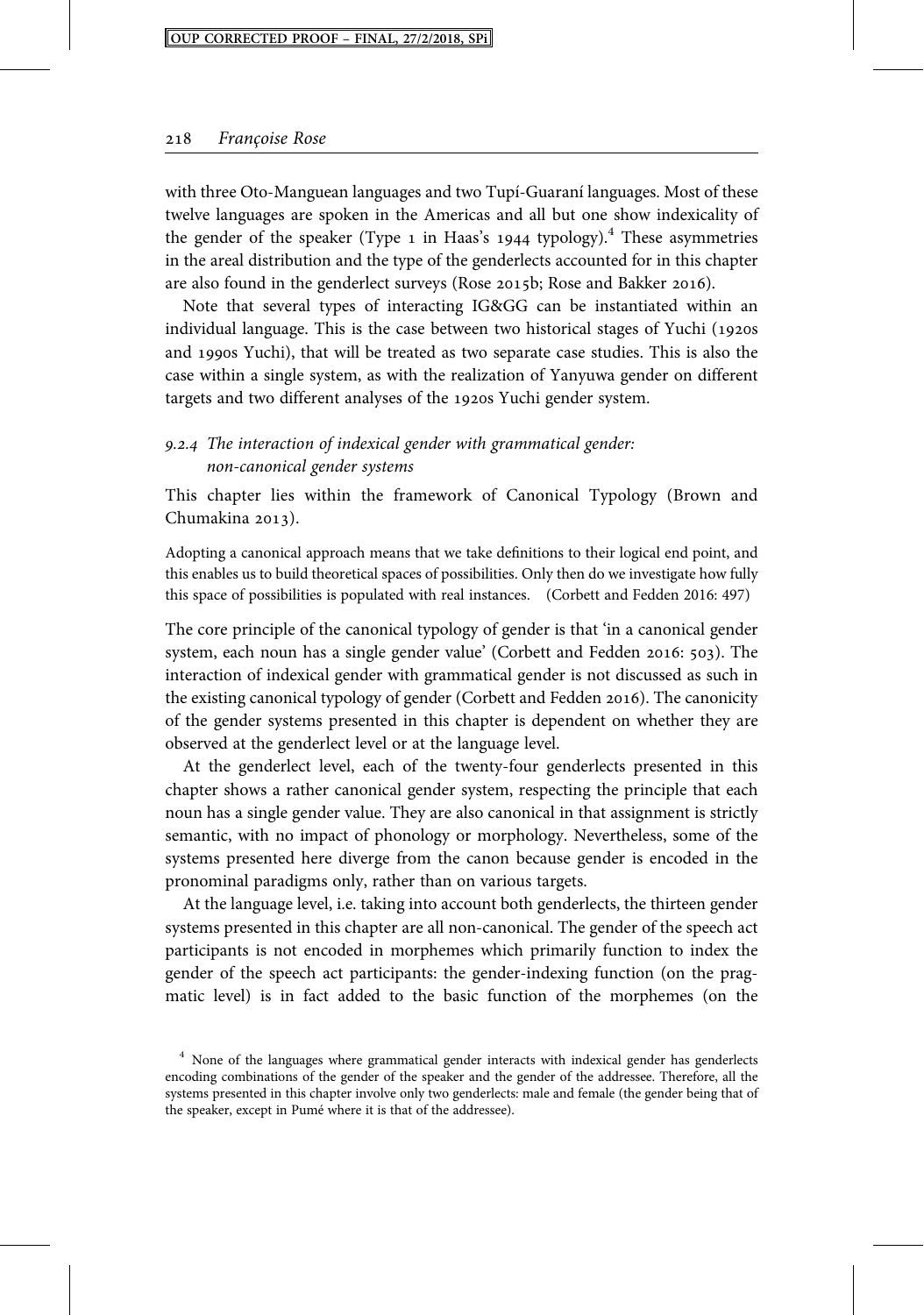with three Oto-Manguean languages and two Tupí-Guaraní languages. Most of these twelve languages are spoken in the Americas and all but one show indexicality of the gender of the speaker (Type 1 in Haas's 1944 typology).[4] These asymmetries in the areal distribution and the type of the genderlects accounted for in this chapter are also found in the genderlect surveys (Rose 2015b; Rose and Bakker 2016).

Note that several types of interacting IG&GG can be instantiated within an individual language. This is the case between two historical stages of Yuchi (1920s and 1990s Yuchi), that will be treated as two separate case studies. This is also the case within a single system, as with the realization of Yanyuwa gender on different targets and two different analyses of the 1920s Yuchi gender system.

### *9.2.4 The interaction of indexical gender with grammatical gender: non-canonical gender systems*

This chapter lies within the framework of Canonical Typology (Brown and Chumakina 2013).

> Adopting a canonical approach means that we take definitions to their logical end point, and this enables us to build theoretical spaces of possibilities. Only then do we investigate how fully this space of possibilities is populated with real instances. (Corbett and Fedden 2016: 497)

The core principle of the canonical typology of gender is that 'in a canonical gender system, each noun has a single gender value' (Corbett and Fedden 2016: 503). The interaction of indexical gender with grammatical gender is not discussed as such in the existing canonical typology of gender (Corbett and Fedden 2016). The canonicity of the gender systems presented in this chapter is dependent on whether they are observed at the genderlect level or at the language level.

At the genderlect level, each of the twenty-four genderlects presented in this chapter shows a rather canonical gender system, respecting the principle that each noun has a single gender value. They are also canonical in that assignment is strictly semantic, with no impact of phonology or morphology. Nevertheless, some of the systems presented here diverge from the canon because gender is encoded in the pronominal paradigms only, rather than on various targets.

At the language level, i.e. taking into account both genderlects, the thirteen gender systems presented in this chapter are all non-canonical. The gender of the speech act participants is not encoded in morphemes which primarily function to index the gender of the speech act participants: the gender-indexing function (on the pragmatic level) is in fact added to the basic function of the morphemes (on the

[4] None of the languages where grammatical gender interacts with indexical gender has genderlects encoding combinations of the gender of the speaker and the gender of the addressee. Therefore, all the systems presented in this chapter involve only two genderlects: male and female (the gender being that of the speaker, except in Pumé where it is that of the addressee).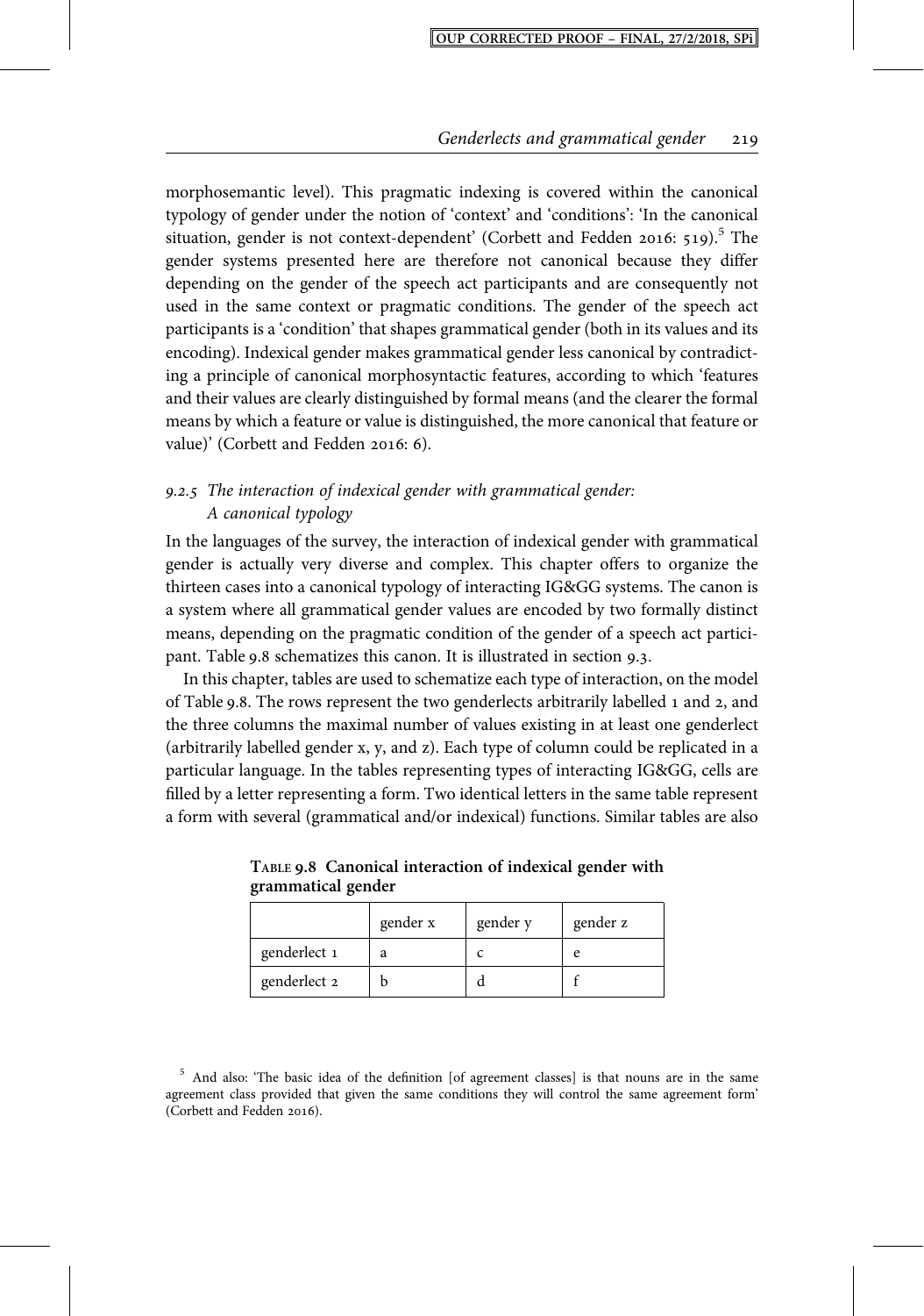morphosemantic level). This pragmatic indexing is covered within the canonical typology of gender under the notion of 'context' and 'conditions': 'In the canonical situation, gender is not context-dependent' (Corbett and Fedden 2016: 519).[5] The gender systems presented here are therefore not canonical because they differ depending on the gender of the speech act participants and are consequently not used in the same context or pragmatic conditions. The gender of the speech act participants is a 'condition' that shapes grammatical gender (both in its values and its encoding). Indexical gender makes grammatical gender less canonical by contradicting a principle of canonical morphosyntactic features, according to which 'features and their values are clearly distinguished by formal means (and the clearer the formal means by which a feature or value is distinguished, the more canonical that feature or value)' (Corbett and Fedden 2016: 6).

### *9.2.5 The interaction of indexical gender with grammatical gender: A canonical typology*

In the languages of the survey, the interaction of indexical gender with grammatical gender is actually very diverse and complex. This chapter offers to organize the thirteen cases into a canonical typology of interacting IG&GG systems. The canon is a system where all grammatical gender values are encoded by two formally distinct means, depending on the pragmatic condition of the gender of a speech act participant. Table 9.8 schematizes this canon. It is illustrated in section 9.3.

In this chapter, tables are used to schematize each type of interaction, on the model of Table 9.8. The rows represent the two genderlects arbitrarily labelled 1 and 2, and the three columns the maximal number of values existing in at least one genderlect (arbitrarily labelled gender x, y, and z). Each type of column could be replicated in a particular language. In the tables representing types of interacting IG&GG, cells are filled by a letter representing a form. Two identical letters in the same table represent a form with several (grammatical and/or indexical) functions. Similar tables are also

**Table 9.8 Canonical interaction of indexical gender with grammatical gender**

| | gender x | gender y | gender z |
|---|---|---|---|
| genderlect 1 | a | c | e |
| genderlect 2 | b | d | f |

[5] And also: 'The basic idea of the definition [of agreement classes] is that nouns are in the same agreement class provided that given the same conditions they will control the same agreement form' (Corbett and Fedden 2016).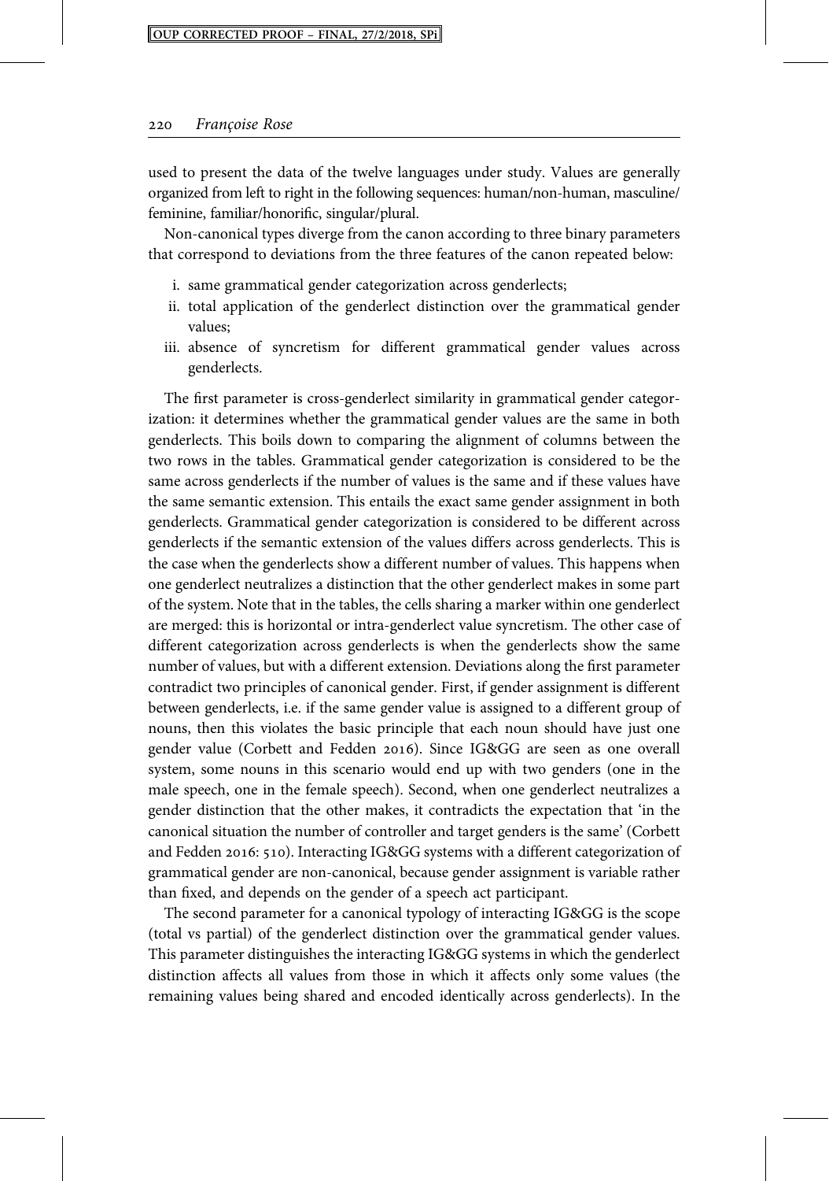used to present the data of the twelve languages under study. Values are generally organized from left to right in the following sequences: human/non-human, masculine/feminine, familiar/honorific, singular/plural.

Non-canonical types diverge from the canon according to three binary parameters that correspond to deviations from the three features of the canon repeated below:

i. same grammatical gender categorization across genderlects;
ii. total application of the genderlect distinction over the grammatical gender values;
iii. absence of syncretism for different grammatical gender values across genderlects.

The first parameter is cross-genderlect similarity in grammatical gender categorization: it determines whether the grammatical gender values are the same in both genderlects. This boils down to comparing the alignment of columns between the two rows in the tables. Grammatical gender categorization is considered to be the same across genderlects if the number of values is the same and if these values have the same semantic extension. This entails the exact same gender assignment in both genderlects. Grammatical gender categorization is considered to be different across genderlects if the semantic extension of the values differs across genderlects. This is the case when the genderlects show a different number of values. This happens when one genderlect neutralizes a distinction that the other genderlect makes in some part of the system. Note that in the tables, the cells sharing a marker within one genderlect are merged: this is horizontal or intra-genderlect value syncretism. The other case of different categorization across genderlects is when the genderlects show the same number of values, but with a different extension. Deviations along the first parameter contradict two principles of canonical gender. First, if gender assignment is different between genderlects, i.e. if the same gender value is assigned to a different group of nouns, then this violates the basic principle that each noun should have just one gender value (Corbett and Fedden 2016). Since IG&GG are seen as one overall system, some nouns in this scenario would end up with two genders (one in the male speech, one in the female speech). Second, when one genderlect neutralizes a gender distinction that the other makes, it contradicts the expectation that 'in the canonical situation the number of controller and target genders is the same' (Corbett and Fedden 2016: 510). Interacting IG&GG systems with a different categorization of grammatical gender are non-canonical, because gender assignment is variable rather than fixed, and depends on the gender of a speech act participant.

The second parameter for a canonical typology of interacting IG&GG is the scope (total vs partial) of the genderlect distinction over the grammatical gender values. This parameter distinguishes the interacting IG&GG systems in which the genderlect distinction affects all values from those in which it affects only some values (the remaining values being shared and encoded identically across genderlects). In the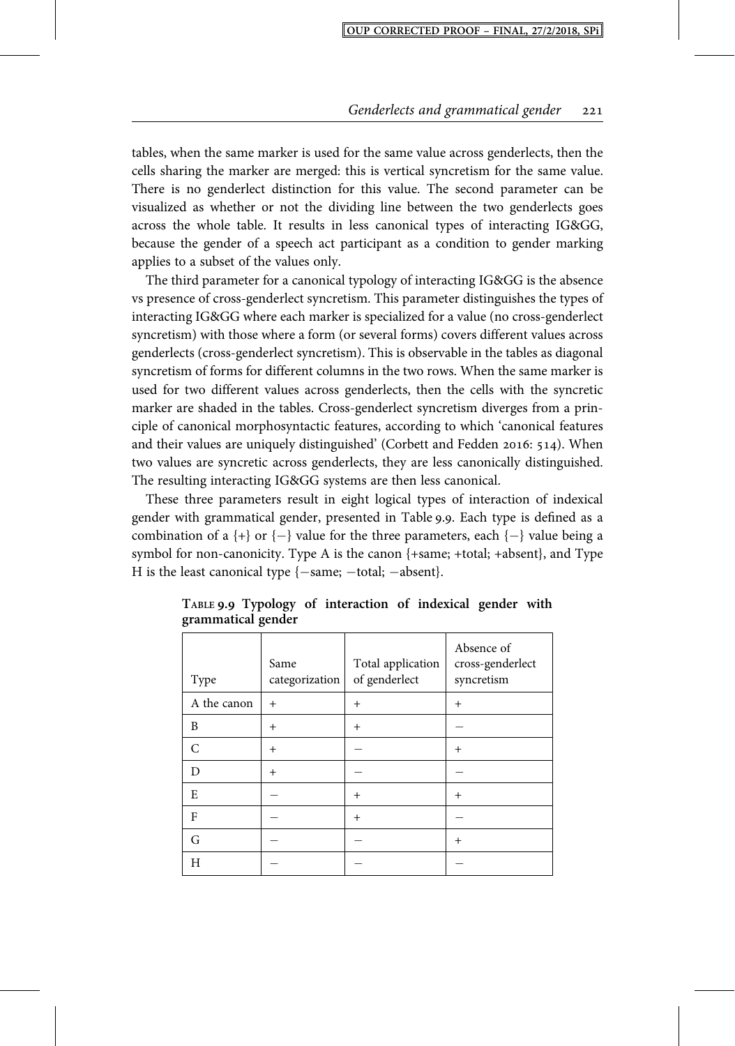tables, when the same marker is used for the same value across genderlects, then the cells sharing the marker are merged: this is vertical syncretism for the same value. There is no genderlect distinction for this value. The second parameter can be visualized as whether or not the dividing line between the two genderlects goes across the whole table. It results in less canonical types of interacting IG&GG, because the gender of a speech act participant as a condition to gender marking applies to a subset of the values only.

The third parameter for a canonical typology of interacting IG&GG is the absence vs presence of cross-genderlect syncretism. This parameter distinguishes the types of interacting IG&GG where each marker is specialized for a value (no cross-genderlect syncretism) with those where a form (or several forms) covers different values across genderlects (cross-genderlect syncretism). This is observable in the tables as diagonal syncretism of forms for different columns in the two rows. When the same marker is used for two different values across genderlects, then the cells with the syncretic marker are shaded in the tables. Cross-genderlect syncretism diverges from a principle of canonical morphosyntactic features, according to which 'canonical features and their values are uniquely distinguished' (Corbett and Fedden 2016: 514). When two values are syncretic across genderlects, they are less canonically distinguished. The resulting interacting IG&GG systems are then less canonical.

These three parameters result in eight logical types of interaction of indexical gender with grammatical gender, presented in Table 9.9. Each type is defined as a combination of a {+} or {−} value for the three parameters, each {−} value being a symbol for non-canonicity. Type A is the canon {+same; +total; +absent}, and Type H is the least canonical type {−same; −total; −absent}.

**Table 9.9 Typology of interaction of indexical gender with grammatical gender**

| Type | Same categorization | Total application of genderlect | Absence of cross-genderlect syncretism |
|---|---|---|---|
| A the canon | + | + | + |
| B | + | + | − |
| C | + | − | + |
| D | + | − | − |
| E | − | + | + |
| F | − | + | − |
| G | − | − | + |
| H | − | − | − |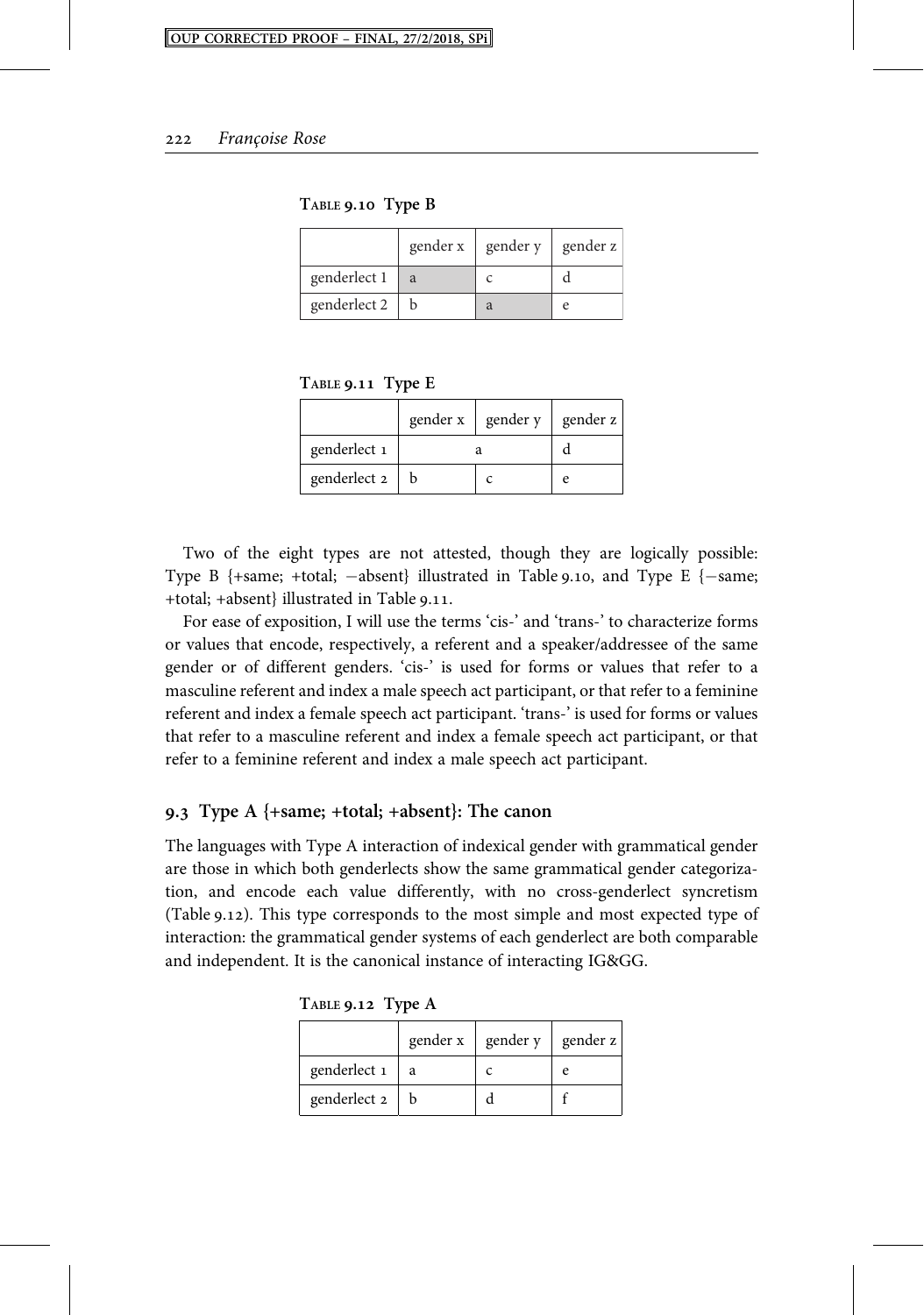Table 9.10 Type B

| | gender x | gender y | gender z |
|---|---|---|---|
| genderlect 1 | a | c | d |
| genderlect 2 | b | a | e |

Table 9.11 Type E

| | gender x | gender y | gender z |
|---|---|---|---|
| genderlect 1 | a | | d |
| genderlect 2 | b | c | e |

Two of the eight types are not attested, though they are logically possible: Type B {+same; +total; −absent} illustrated in Table 9.10, and Type E {−same; +total; +absent} illustrated in Table 9.11.

For ease of exposition, I will use the terms 'cis-' and 'trans-' to characterize forms or values that encode, respectively, a referent and a speaker/addressee of the same gender or of different genders. 'cis-' is used for forms or values that refer to a masculine referent and index a male speech act participant, or that refer to a feminine referent and index a female speech act participant. 'trans-' is used for forms or values that refer to a masculine referent and index a female speech act participant, or that refer to a feminine referent and index a male speech act participant.

## 9.3 Type A {+same; +total; +absent}: The canon

The languages with Type A interaction of indexical gender with grammatical gender are those in which both genderlects show the same grammatical gender categorization, and encode each value differently, with no cross-genderlect syncretism (Table 9.12). This type corresponds to the most simple and most expected type of interaction: the grammatical gender systems of each genderlect are both comparable and independent. It is the canonical instance of interacting IG&GG.

Table 9.12 Type A

| | gender x | gender y | gender z |
|---|---|---|---|
| genderlect 1 | a | c | e |
| genderlect 2 | b | d | f |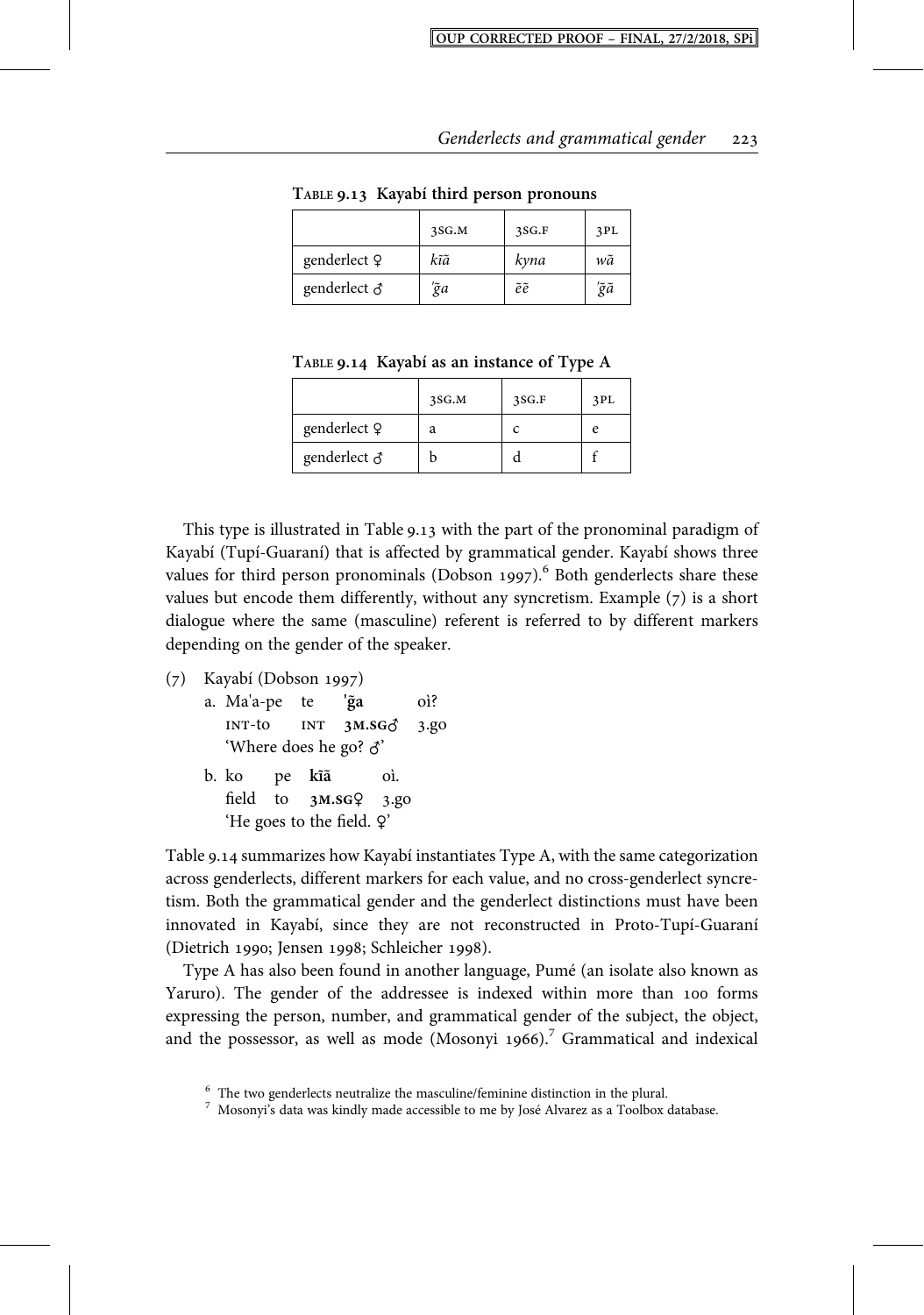**Table 9.13 Kayabí third person pronouns**

| | 3SG.M | 3SG.F | 3PL |
|---|---|---|---|
| genderlect ♀ | *kĩã* | *kyna* | *wã* |
| genderlect ♂ | *'g̃a* | *ẽẽ* | *'g̃ã* |

**Table 9.14 Kayabí as an instance of Type A**

| | 3SG.M | 3SG.F | 3PL |
|---|---|---|---|
| genderlect ♀ | a | c | e |
| genderlect ♂ | b | d | f |

This type is illustrated in Table 9.13 with the part of the pronominal paradigm of Kayabí (Tupí-Guaraní) that is affected by grammatical gender. Kayabí shows three values for third person pronominals (Dobson 1997).[6] Both genderlects share these values but encode them differently, without any syncretism. Example (7) is a short dialogue where the same (masculine) referent is referred to by different markers depending on the gender of the speaker.

(7) Kayabí (Dobson 1997)

a. Ma'a-pe te **'g̃a** oì?
INT-to INT **3M.SG♂** 3.go
'Where does he go? ♂'

b. ko pe **kĩã** oì.
field to **3M.SG♀** 3.go
'He goes to the field. ♀'

Table 9.14 summarizes how Kayabí instantiates Type A, with the same categorization across genderlects, different markers for each value, and no cross-genderlect syncretism. Both the grammatical gender and the genderlect distinctions must have been innovated in Kayabí, since they are not reconstructed in Proto-Tupí-Guaraní (Dietrich 1990; Jensen 1998; Schleicher 1998).

Type A has also been found in another language, Pumé (an isolate also known as Yaruro). The gender of the addressee is indexed within more than 100 forms expressing the person, number, and grammatical gender of the subject, the object, and the possessor, as well as mode (Mosonyi 1966).[7] Grammatical and indexical

[6] The two genderlects neutralize the masculine/feminine distinction in the plural.

[7] Mosonyi's data was kindly made accessible to me by José Alvarez as a Toolbox database.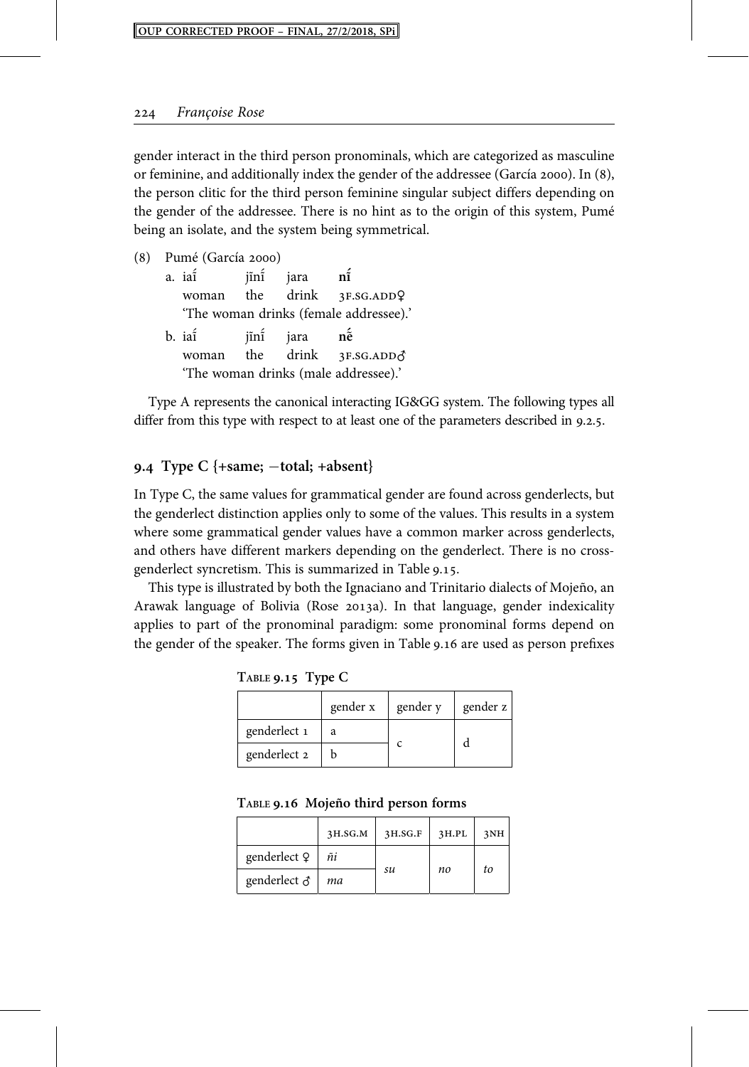gender interact in the third person pronominals, which are categorized as masculine or feminine, and additionally index the gender of the addressee (García 2000). In (8), the person clitic for the third person feminine singular subject differs depending on the gender of the addressee. There is no hint as to the origin of this system, Pumé being an isolate, and the system being symmetrical.

(8) Pumé (García 2000)

a. iaɨ́ jĩnɨ́ jara **nɨ́**
   woman the drink 3F.SG.ADD♀
   'The woman drinks (female addressee).'

b. iaɨ́ jĩnɨ́ jara **nɛ̃́**
   woman the drink 3F.SG.ADD♂
   'The woman drinks (male addressee).'

Type A represents the canonical interacting IG&GG system. The following types all differ from this type with respect to at least one of the parameters described in 9.2.5.

## 9.4 Type C {+same; −total; +absent}

In Type C, the same values for grammatical gender are found across genderlects, but the genderlect distinction applies only to some of the values. This results in a system where some grammatical gender values have a common marker across genderlects, and others have different markers depending on the genderlect. There is no cross-genderlect syncretism. This is summarized in Table 9.15.

This type is illustrated by both the Ignaciano and Trinitario dialects of Mojeño, an Arawak language of Bolivia (Rose 2013a). In that language, gender indexicality applies to part of the pronominal paradigm: some pronominal forms depend on the gender of the speaker. The forms given in Table 9.16 are used as person prefixes

TABLE 9.15 Type C

| | gender x | gender y | gender z |
|---|---|---|---|
| genderlect 1 | a | c | d |
| genderlect 2 | b | | |

TABLE 9.16 Mojeño third person forms

| | 3H.SG.M | 3H.SG.F | 3H.PL | 3NH |
|---|---|---|---|---|
| genderlect ♀ | *ñi* | *su* | *no* | *to* |
| genderlect ♂ | *ma* | | | |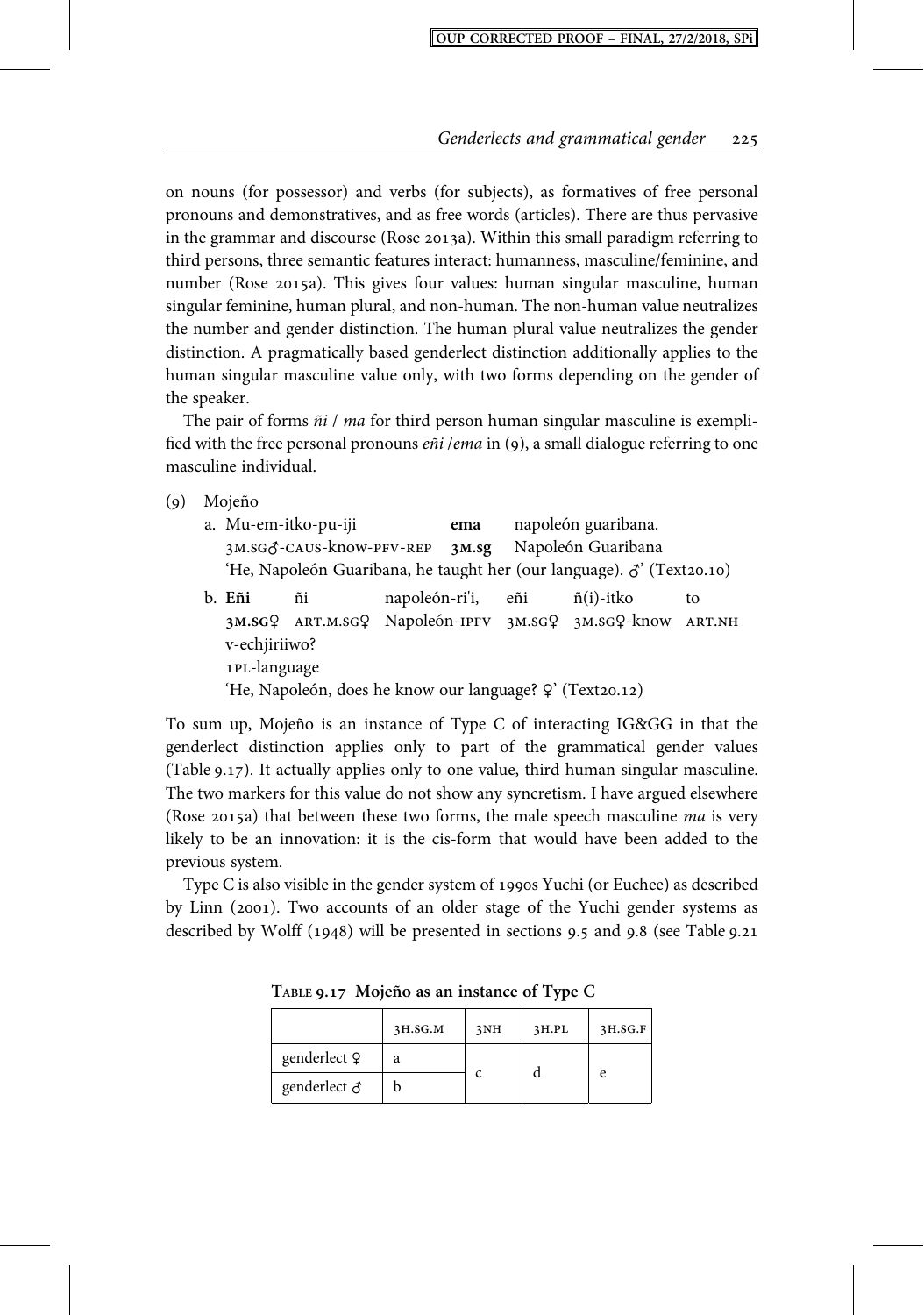on nouns (for possessor) and verbs (for subjects), as formatives of free personal pronouns and demonstratives, and as free words (articles). There are thus pervasive in the grammar and discourse (Rose 2013a). Within this small paradigm referring to third persons, three semantic features interact: humanness, masculine/feminine, and number (Rose 2015a). This gives four values: human singular masculine, human singular feminine, human plural, and non-human. The non-human value neutralizes the number and gender distinction. The human plural value neutralizes the gender distinction. A pragmatically based genderlect distinction additionally applies to the human singular masculine value only, with two forms depending on the gender of the speaker.

The pair of forms *ñi* / *ma* for third person human singular masculine is exemplified with the free personal pronouns *eñi* /*ema* in (9), a small dialogue referring to one masculine individual.

(9) Mojeño

a. Mu-em-itko-pu-iji **ema** napoleón guaribana.
   3M.SG♂-CAUS-know-PFV-REP **3M.SG** Napoleón Guaribana
   'He, Napoleón Guaribana, he taught her (our language). ♂' (Text20.10)

b. **Eñi** ñi napoleón-ri'i, eñi ñ(i)-itko to
   **3M.SG♀** ART.M.SG♀ Napoleón-IPFV 3M.SG♀ 3M.SG♀-know ART.NH
   v-echjiriiwo?
   1PL-language
   'He, Napoleón, does he know our language? ♀' (Text20.12)

To sum up, Mojeño is an instance of Type C of interacting IG&GG in that the genderlect distinction applies only to part of the grammatical gender values (Table 9.17). It actually applies only to one value, third human singular masculine. The two markers for this value do not show any syncretism. I have argued elsewhere (Rose 2015a) that between these two forms, the male speech masculine *ma* is very likely to be an innovation: it is the cis-form that would have been added to the previous system.

Type C is also visible in the gender system of 1990s Yuchi (or Euchee) as described by Linn (2001). Two accounts of an older stage of the Yuchi gender systems as described by Wolff (1948) will be presented in sections 9.5 and 9.8 (see Table 9.21

**Table 9.17 Mojeño as an instance of Type C**

| | 3H.SG.M | 3NH | 3H.PL | 3H.SG.F |
|---|---|---|---|---|
| genderlect ♀ | a | c | d | e |
| genderlect ♂ | b | | | |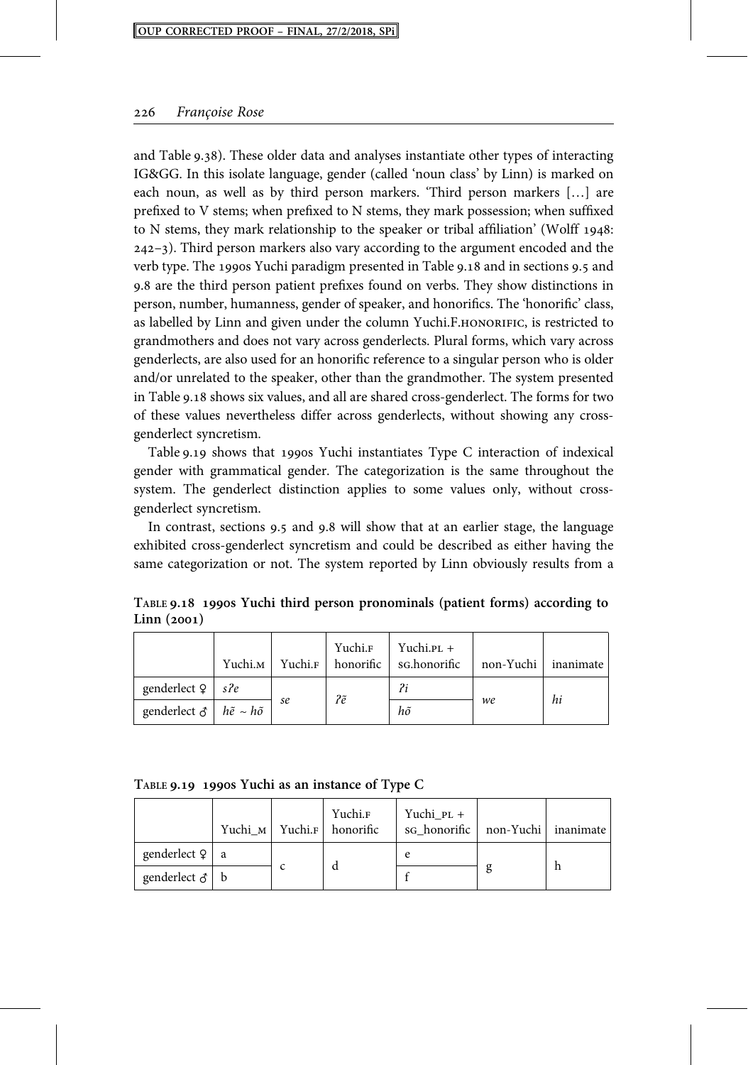and Table 9.38). These older data and analyses instantiate other types of interacting IG&GG. In this isolate language, gender (called 'noun class' by Linn) is marked on each noun, as well as by third person markers. 'Third person markers [...] are prefixed to V stems; when prefixed to N stems, they mark possession; when suffixed to N stems, they mark relationship to the speaker or tribal affiliation' (Wolff 1948: 242–3). Third person markers also vary according to the argument encoded and the verb type. The 1990s Yuchi paradigm presented in Table 9.18 and in sections 9.5 and 9.8 are the third person patient prefixes found on verbs. They show distinctions in person, number, humanness, gender of speaker, and honorifics. The 'honorific' class, as labelled by Linn and given under the column Yuchi.F.HONORIFIC, is restricted to grandmothers and does not vary across genderlects. Plural forms, which vary across genderlects, are also used for an honorific reference to a singular person who is older and/or unrelated to the speaker, other than the grandmother. The system presented in Table 9.18 shows six values, and all are shared cross-genderlect. The forms for two of these values nevertheless differ across genderlects, without showing any cross-genderlect syncretism.

Table 9.19 shows that 1990s Yuchi instantiates Type C interaction of indexical gender with grammatical gender. The categorization is the same throughout the system. The genderlect distinction applies to some values only, without cross-genderlect syncretism.

In contrast, sections 9.5 and 9.8 will show that at an earlier stage, the language exhibited cross-genderlect syncretism and could be described as either having the same categorization or not. The system reported by Linn obviously results from a

**Table 9.18 1990s Yuchi third person pronominals (patient forms) according to Linn (2001)**

| | Yuchi.M | Yuchi.F | Yuchi.F honorific | Yuchi.PL + SG.honorific | non-Yuchi | inanimate |
|---|---|---|---|---|---|---|
| genderlect ♀ | *sʔe* | *se* | *ʔẽ* | *ʔi* | *we* | *hi* |
| genderlect ♂ | *hẽ* ~ *hõ* | | | *hõ* | | |

**Table 9.19 1990s Yuchi as an instance of Type C**

| | Yuchi_M | Yuchi.F | Yuchi.F honorific | Yuchi_PL + SG_honorific | non-Yuchi | inanimate |
|---|---|---|---|---|---|---|
| genderlect ♀ | a | c | d | e | g | h |
| genderlect ♂ | b | | | f | | |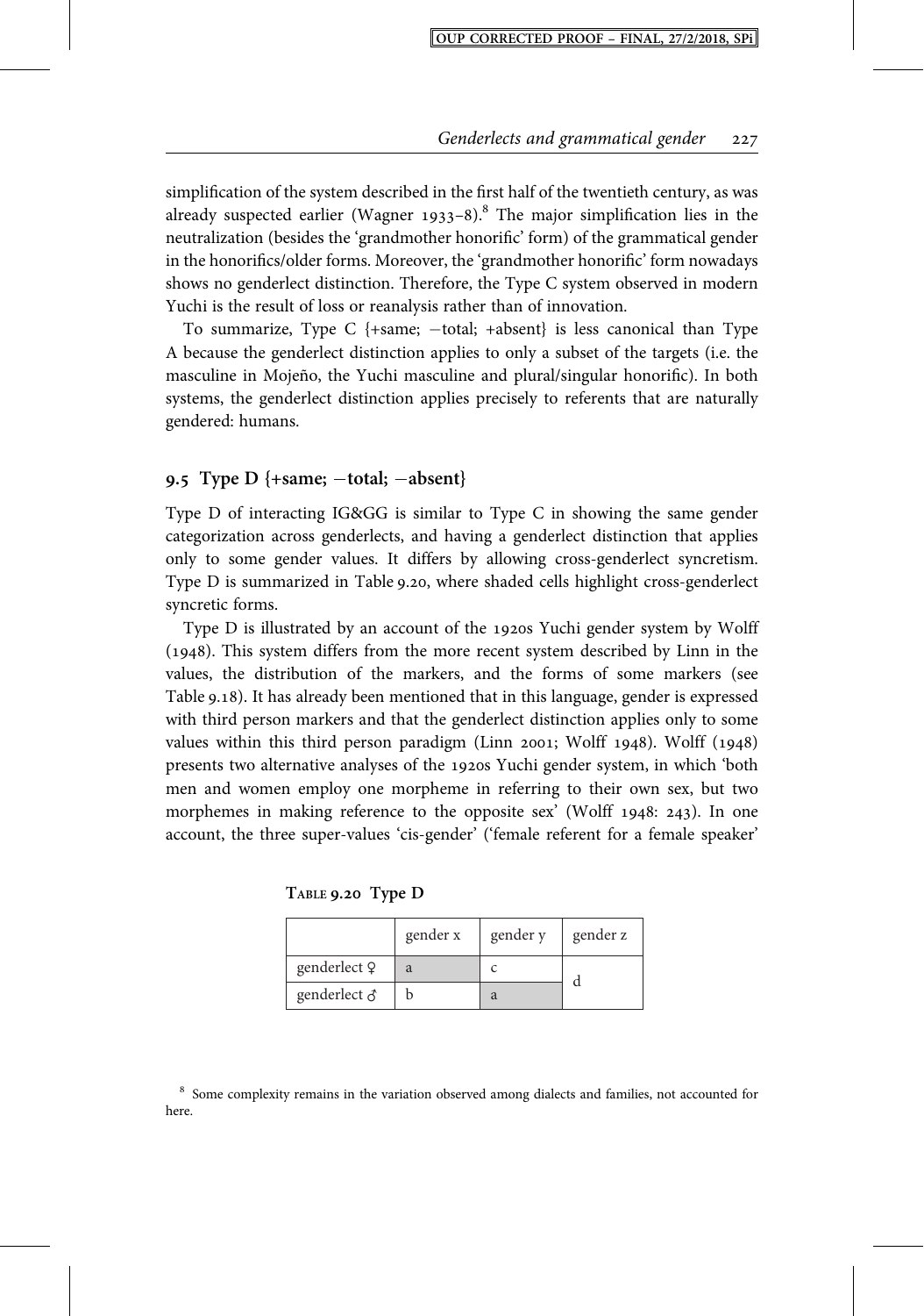simplification of the system described in the first half of the twentieth century, as was already suspected earlier (Wagner 1933–8).[8] The major simplification lies in the neutralization (besides the 'grandmother honorific' form) of the grammatical gender in the honorifics/older forms. Moreover, the 'grandmother honorific' form nowadays shows no genderlect distinction. Therefore, the Type C system observed in modern Yuchi is the result of loss or reanalysis rather than of innovation.

To summarize, Type C {+same; −total; +absent} is less canonical than Type A because the genderlect distinction applies to only a subset of the targets (i.e. the masculine in Mojeño, the Yuchi masculine and plural/singular honorific). In both systems, the genderlect distinction applies precisely to referents that are naturally gendered: humans.

## 9.5 Type D {+same; −total; −absent}

Type D of interacting IG&GG is similar to Type C in showing the same gender categorization across genderlects, and having a genderlect distinction that applies only to some gender values. It differs by allowing cross-genderlect syncretism. Type D is summarized in Table 9.20, where shaded cells highlight cross-genderlect syncretic forms.

Type D is illustrated by an account of the 1920s Yuchi gender system by Wolff (1948). This system differs from the more recent system described by Linn in the values, the distribution of the markers, and the forms of some markers (see Table 9.18). It has already been mentioned that in this language, gender is expressed with third person markers and that the genderlect distinction applies only to some values within this third person paradigm (Linn 2001; Wolff 1948). Wolff (1948) presents two alternative analyses of the 1920s Yuchi gender system, in which 'both men and women employ one morpheme in referring to their own sex, but two morphemes in making reference to the opposite sex' (Wolff 1948: 243). In one account, the three super-values 'cis-gender' ('female referent for a female speaker'

TABLE 9.20 Type D

| | gender x | gender y | gender z |
|---|---|---|---|
| genderlect ♀ | a | c | d |
| genderlect ♂ | b | a | |

[8] Some complexity remains in the variation observed among dialects and families, not accounted for here.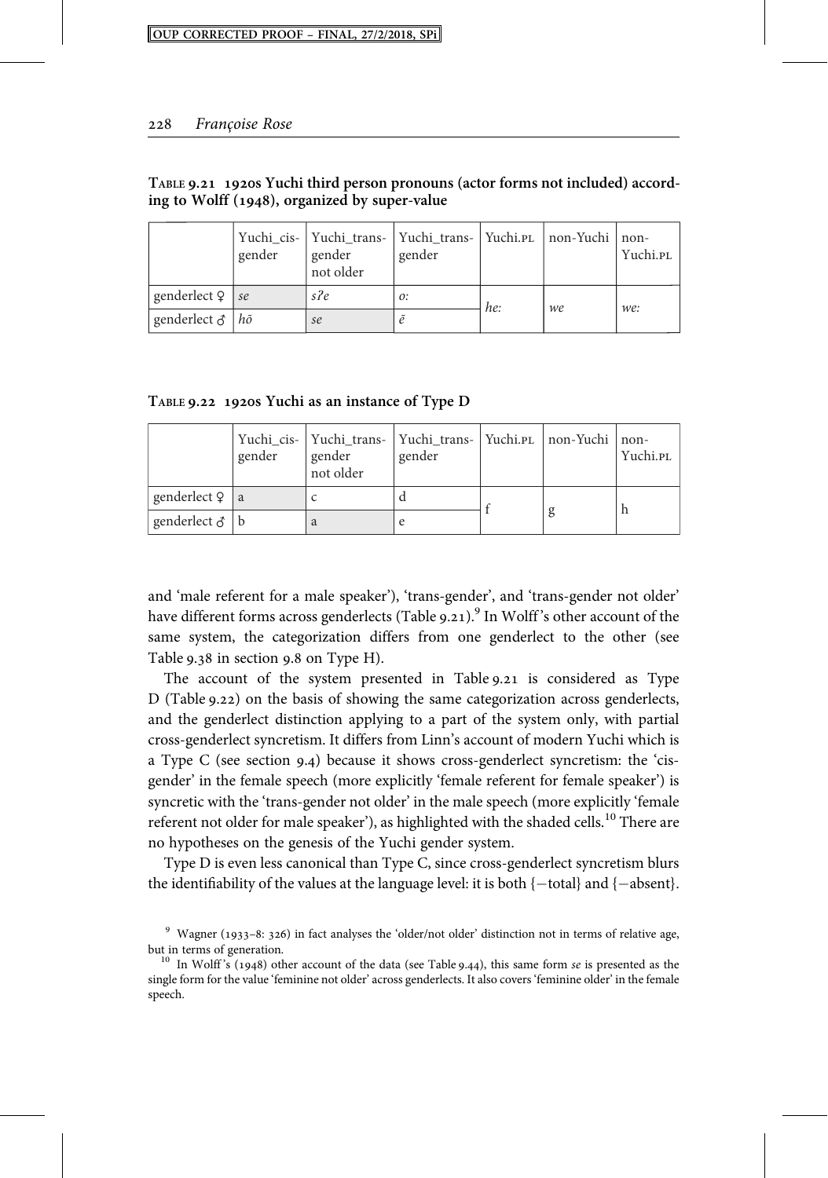**Table 9.21 1920s Yuchi third person pronouns (actor forms not included) according to Wolff (1948), organized by super-value**

| | Yuchi_cis-gender | Yuchi_trans-gender not older | Yuchi_trans-gender | Yuchi.PL | non-Yuchi | non-Yuchi.PL |
|---|---|---|---|---|---|---|
| genderlect ♀ | *se* | *sʔe* | *o:* | *he:* | *we* | *we:* |
| genderlect ♂ | *hõ* | *se* | *ẽ* | | | |

**Table 9.22 1920s Yuchi as an instance of Type D**

| | Yuchi_cis-gender | Yuchi_trans-gender not older | Yuchi_trans-gender | Yuchi.PL | non-Yuchi | non-Yuchi.PL |
|---|---|---|---|---|---|---|
| genderlect ♀ | a | c | d | f | g | h |
| genderlect ♂ | b | a | e | | | |

and 'male referent for a male speaker'), 'trans-gender', and 'trans-gender not older' have different forms across genderlects (Table 9.21).[9] In Wolff's other account of the same system, the categorization differs from one genderlect to the other (see Table 9.38 in section 9.8 on Type H).

The account of the system presented in Table 9.21 is considered as Type D (Table 9.22) on the basis of showing the same categorization across genderlects, and the genderlect distinction applying to a part of the system only, with partial cross-genderlect syncretism. It differs from Linn's account of modern Yuchi which is a Type C (see section 9.4) because it shows cross-genderlect syncretism: the 'cis-gender' in the female speech (more explicitly 'female referent for female speaker') is syncretic with the 'trans-gender not older' in the male speech (more explicitly 'female referent not older for male speaker'), as highlighted with the shaded cells.[10] There are no hypotheses on the genesis of the Yuchi gender system.

Type D is even less canonical than Type C, since cross-genderlect syncretism blurs the identifiability of the values at the language level: it is both {−total} and {−absent}.

[9] Wagner (1933–8: 326) in fact analyses the 'older/not older' distinction not in terms of relative age, but in terms of generation.

[10] In Wolff's (1948) other account of the data (see Table 9.44), this same form *se* is presented as the single form for the value 'feminine not older' across genderlects. It also covers 'feminine older' in the female speech.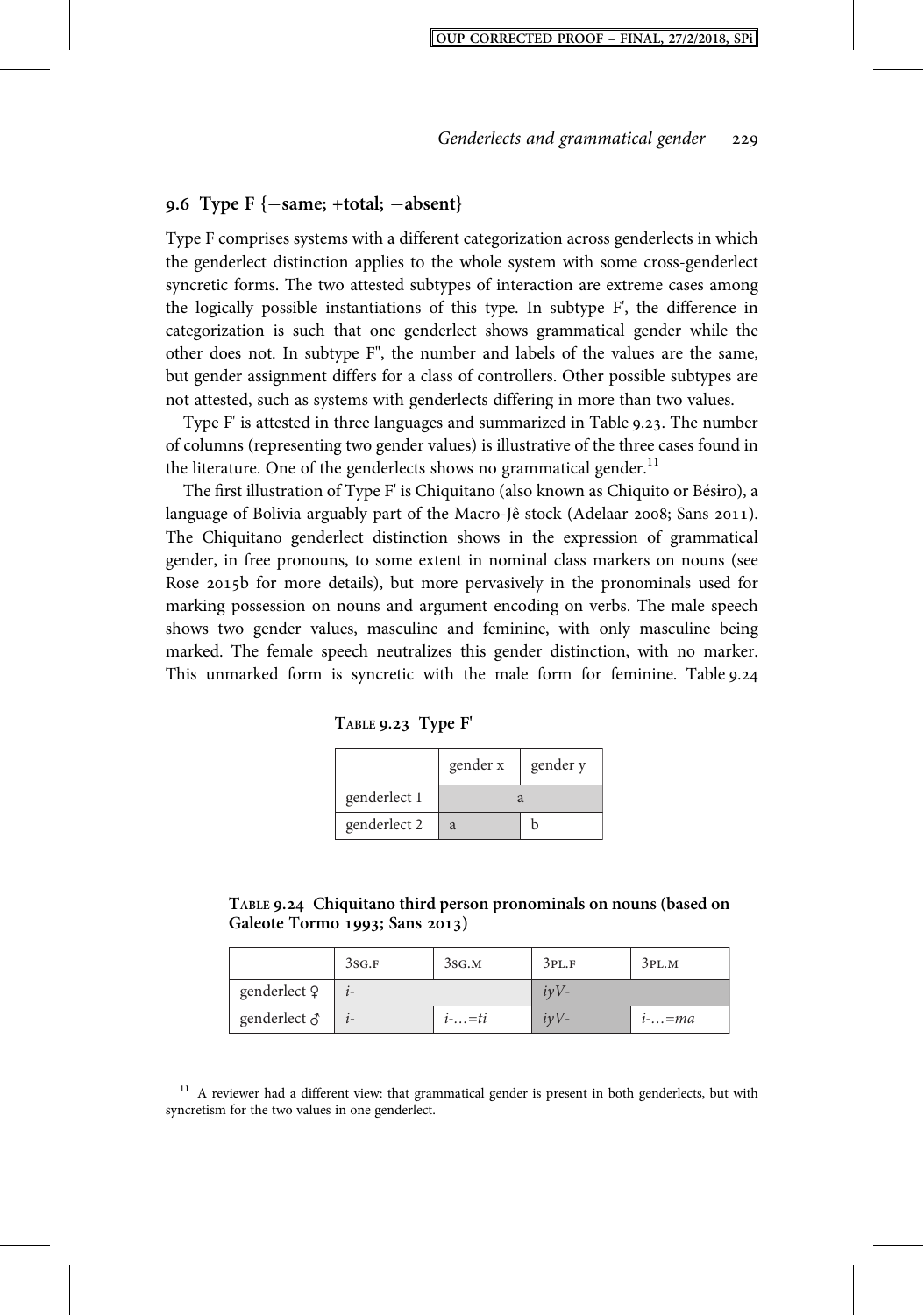## 9.6 Type F {−same; +total; −absent}

Type F comprises systems with a different categorization across genderlects in which the genderlect distinction applies to the whole system with some cross-genderlect syncretic forms. The two attested subtypes of interaction are extreme cases among the logically possible instantiations of this type. In subtype F', the difference in categorization is such that one genderlect shows grammatical gender while the other does not. In subtype F'', the number and labels of the values are the same, but gender assignment differs for a class of controllers. Other possible subtypes are not attested, such as systems with genderlects differing in more than two values.

Type F' is attested in three languages and summarized in Table 9.23. The number of columns (representing two gender values) is illustrative of the three cases found in the literature. One of the genderlects shows no grammatical gender.[11]

The first illustration of Type F' is Chiquitano (also known as Chiquito or Bésiro), a language of Bolivia arguably part of the Macro-Jê stock (Adelaar 2008; Sans 2011). The Chiquitano genderlect distinction shows in the expression of grammatical gender, in free pronouns, to some extent in nominal class markers on nouns (see Rose 2015b for more details), but more pervasively in the pronominals used for marking possession on nouns and argument encoding on verbs. The male speech shows two gender values, masculine and feminine, with only masculine being marked. The female speech neutralizes this gender distinction, with no marker. This unmarked form is syncretic with the male form for feminine. Table 9.24

**Table 9.23 Type F'**

| | gender x | gender y |
|---|---|---|
| genderlect 1 | a | |
| genderlect 2 | a | b |

**Table 9.24 Chiquitano third person pronominals on nouns (based on Galeote Tormo 1993; Sans 2013)**

| | 3SG.F | 3SG.M | 3PL.F | 3PL.M |
|---|---|---|---|---|
| genderlect ♀ | *i-* | | *iyV-* | |
| genderlect ♂ | *i-* | *i-…=ti* | *iyV-* | *i-…=ma* |

[11] A reviewer had a different view: that grammatical gender is present in both genderlects, but with syncretism for the two values in one genderlect.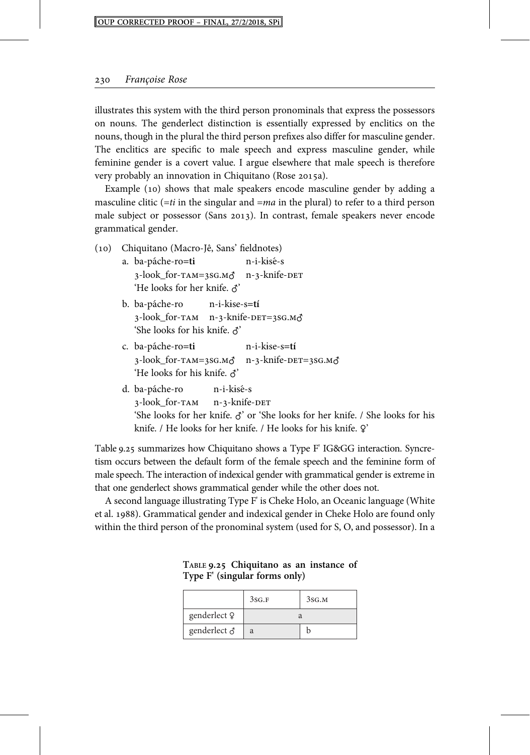illustrates this system with the third person pronominals that express the possessors on nouns. The genderlect distinction is essentially expressed by enclitics on the nouns, though in the plural the third person prefixes also differ for masculine gender. The enclitics are specific to male speech and express masculine gender, while feminine gender is a covert value. I argue elsewhere that male speech is therefore very probably an innovation in Chiquitano (Rose 2015a).

Example (10) shows that male speakers encode masculine gender by adding a masculine clitic (=*ti* in the singular and =*ma* in the plural) to refer to a third person male subject or possessor (Sans 2013). In contrast, female speakers never encode grammatical gender.

(10) Chiquitano (Macro-Jê, Sans' fieldnotes)

a. ba-páche-ro=**ti** n-i-kisé-s
3-look_for-TAM=3SG.M♂ n-3-knife-DET
'He looks for her knife. ♂'

b. ba-páche-ro n-i-kise-s=**tí**
3-look_for-TAM n-3-knife-DET=3SG.M♂
'She looks for his knife. ♂'

c. ba-páche-ro=**ti** n-i-kise-s=**tí**
3-look_for-TAM=3SG.M♂ n-3-knife-DET=3SG.M♂
'He looks for his knife. ♂'

d. ba-páche-ro n-i-kisé-s
3-look_for-TAM n-3-knife-DET
'She looks for her knife. ♂' or 'She looks for her knife. / She looks for his knife. / He looks for her knife. / He looks for his knife. ♀'

Table 9.25 summarizes how Chiquitano shows a Type F' IG&GG interaction. Syncretism occurs between the default form of the female speech and the feminine form of male speech. The interaction of indexical gender with grammatical gender is extreme in that one genderlect shows grammatical gender while the other does not.

A second language illustrating Type F' is Cheke Holo, an Oceanic language (White et al. 1988). Grammatical gender and indexical gender in Cheke Holo are found only within the third person of the pronominal system (used for S, O, and possessor). In a

**Table 9.25 Chiquitano as an instance of Type F' (singular forms only)**

| | 3SG.F | 3SG.M |
|---|---|---|
| genderlect ♀ | a | |
| genderlect ♂ | a | b |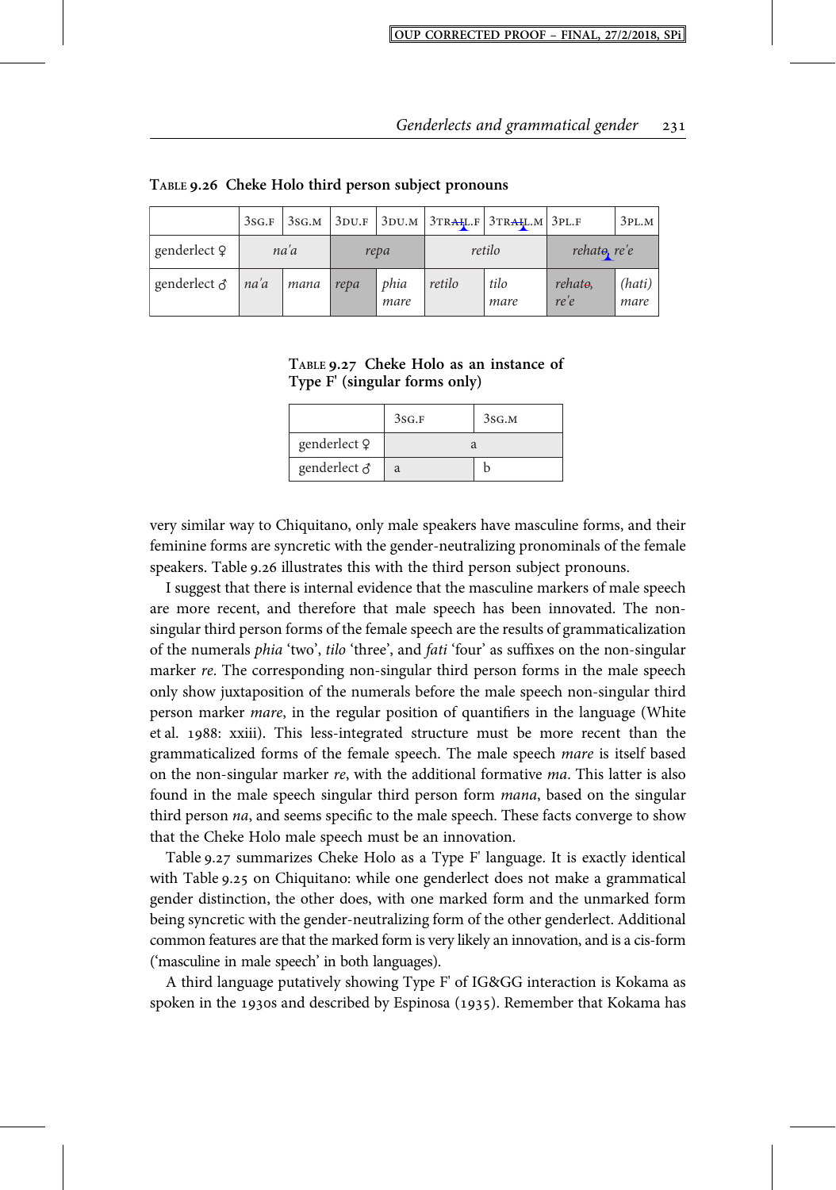TABLE 9.26 Cheke Holo third person subject pronouns

| | 3SG.F | 3SG.M | 3DU.F | 3DU.M | 3TRAIL.F | 3TRAIL.M | 3PL.F | 3PL.M |
|---|---|---|---|---|---|---|---|---|
| genderlect ♀ | *na'a* | | *repa* | | *retilo* | | *rehatə, re'e* | |
| genderlect ♂ | *na'a* | *mana* | *repa* | *phia mare* | *retilo* | *tilo mare* | *rehatə, re'e* | *(hati) mare* |

TABLE 9.27 Cheke Holo as an instance of Type F' (singular forms only)

| | 3SG.F | 3SG.M |
|---|---|---|
| genderlect ♀ | a | |
| genderlect ♂ | a | b |

very similar way to Chiquitano, only male speakers have masculine forms, and their feminine forms are syncretic with the gender-neutralizing pronominals of the female speakers. Table 9.26 illustrates this with the third person subject pronouns.

I suggest that there is internal evidence that the masculine markers of male speech are more recent, and therefore that male speech has been innovated. The non-singular third person forms of the female speech are the results of grammaticalization of the numerals *phia* 'two', *tilo* 'three', and *fati* 'four' as suffixes on the non-singular marker *re*. The corresponding non-singular third person forms in the male speech only show juxtaposition of the numerals before the male speech non-singular third person marker *mare*, in the regular position of quantifiers in the language (White et al. 1988: xxiii). This less-integrated structure must be more recent than the grammaticalized forms of the female speech. The male speech *mare* is itself based on the non-singular marker *re*, with the additional formative *ma*. This latter is also found in the male speech singular third person form *mana*, based on the singular third person *na*, and seems specific to the male speech. These facts converge to show that the Cheke Holo male speech must be an innovation.

Table 9.27 summarizes Cheke Holo as a Type F' language. It is exactly identical with Table 9.25 on Chiquitano: while one genderlect does not make a grammatical gender distinction, the other does, with one marked form and the unmarked form being syncretic with the gender-neutralizing form of the other genderlect. Additional common features are that the marked form is very likely an innovation, and is a cis-form ('masculine in male speech' in both languages).

A third language putatively showing Type F' of IG&GG interaction is Kokama as spoken in the 1930s and described by Espinosa (1935). Remember that Kokama has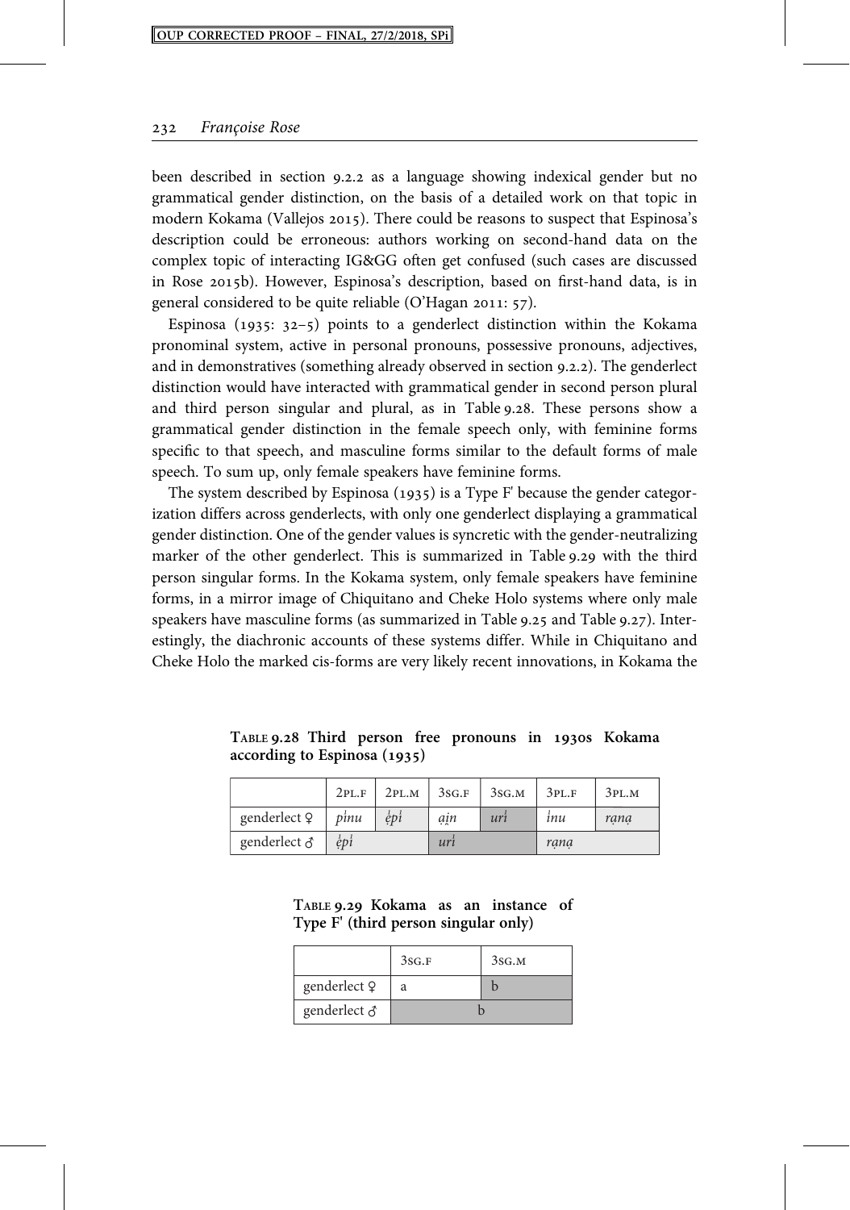been described in section 9.2.2 as a language showing indexical gender but no grammatical gender distinction, on the basis of a detailed work on that topic in modern Kokama (Vallejos 2015). There could be reasons to suspect that Espinosa's description could be erroneous: authors working on second-hand data on the complex topic of interacting IG&GG often get confused (such cases are discussed in Rose 2015b). However, Espinosa's description, based on first-hand data, is in general considered to be quite reliable (O'Hagan 2011: 57).

Espinosa (1935: 32–5) points to a genderlect distinction within the Kokama pronominal system, active in personal pronouns, possessive pronouns, adjectives, and in demonstratives (something already observed in section 9.2.2). The genderlect distinction would have interacted with grammatical gender in second person plural and third person singular and plural, as in Table 9.28. These persons show a grammatical gender distinction in the female speech only, with feminine forms specific to that speech, and masculine forms similar to the default forms of male speech. To sum up, only female speakers have feminine forms.

The system described by Espinosa (1935) is a Type F' because the gender categorization differs across genderlects, with only one genderlect displaying a grammatical gender distinction. One of the gender values is syncretic with the gender-neutralizing marker of the other genderlect. This is summarized in Table 9.29 with the third person singular forms. In the Kokama system, only female speakers have feminine forms, in a mirror image of Chiquitano and Cheke Holo systems where only male speakers have masculine forms (as summarized in Table 9.25 and Table 9.27). Interestingly, the diachronic accounts of these systems differ. While in Chiquitano and Cheke Holo the marked cis-forms are very likely recent innovations, in Kokama the

**Table 9.28 Third person free pronouns in 1930s Kokama according to Espinosa (1935)**

| | 2PL.F | 2PL.M | 3SG.F | 3SG.M | 3PL.F | 3PL.M |
|---|---|---|---|---|---|---|
| genderlect ♀ | *pɨnu* | *ẹpɨ* | *ai̯n* | *urɨ* | *ɨnu* | *rạnạ* |
| genderlect ♂ | *ẹpɨ* | | *urɨ* | | *rạnạ* | |

**Table 9.29 Kokama as an instance of Type F' (third person singular only)**

| | 3SG.F | 3SG.M |
|---|---|---|
| genderlect ♀ | a | b |
| genderlect ♂ | b | |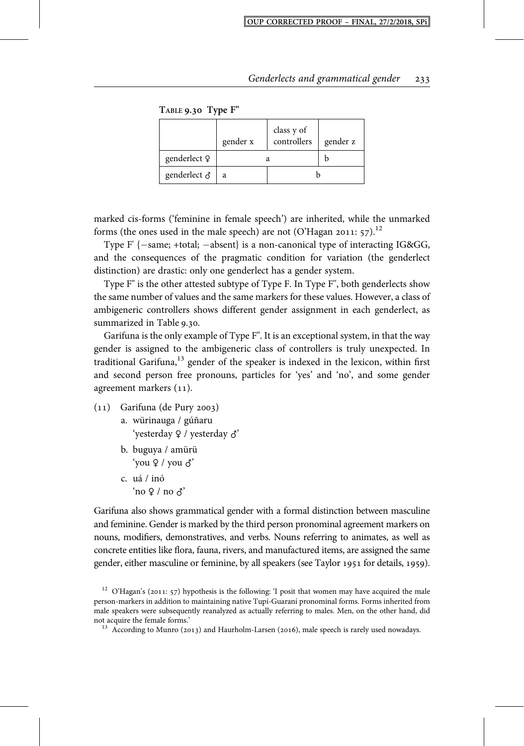TABLE 9.30 Type F''

| | gender x | class y of controllers | gender z |
|---|---|---|---|
| genderlect ♀ | a | | b |
| genderlect ♂ | a | b | |

marked cis-forms ('feminine in female speech') are inherited, while the unmarked forms (the ones used in the male speech) are not (O'Hagan 2011: 57).[12]

Type F' {−same; +total; −absent} is a non-canonical type of interacting IG&GG, and the consequences of the pragmatic condition for variation (the genderlect distinction) are drastic: only one genderlect has a gender system.

Type F'' is the other attested subtype of Type F. In Type F'', both genderlects show the same number of values and the same markers for these values. However, a class of ambigeneric controllers shows different gender assignment in each genderlect, as summarized in Table 9.30.

Garifuna is the only example of Type F''. It is an exceptional system, in that the way gender is assigned to the ambigeneric class of controllers is truly unexpected. In traditional Garifuna,[13] gender of the speaker is indexed in the lexicon, within first and second person free pronouns, particles for 'yes' and 'no', and some gender agreement markers (11).

(11) Garifuna (de Pury 2003)

a. würinauga / gúñaru
'yesterday ♀ / yesterday ♂'

b. buguya / amürü
'you ♀ / you ♂'

c. uá / inó
'no ♀ / no ♂'

Garifuna also shows grammatical gender with a formal distinction between masculine and feminine. Gender is marked by the third person pronominal agreement markers on nouns, modifiers, demonstratives, and verbs. Nouns referring to animates, as well as concrete entities like flora, fauna, rivers, and manufactured items, are assigned the same gender, either masculine or feminine, by all speakers (see Taylor 1951 for details, 1959).

[12] O'Hagan's (2011: 57) hypothesis is the following: 'I posit that women may have acquired the male person-markers in addition to maintaining native Tupí-Guaraní pronominal forms. Forms inherited from male speakers were subsequently reanalyzed as actually referring to males. Men, on the other hand, did not acquire the female forms.'

[13] According to Munro (2013) and Haurholm-Larsen (2016), male speech is rarely used nowadays.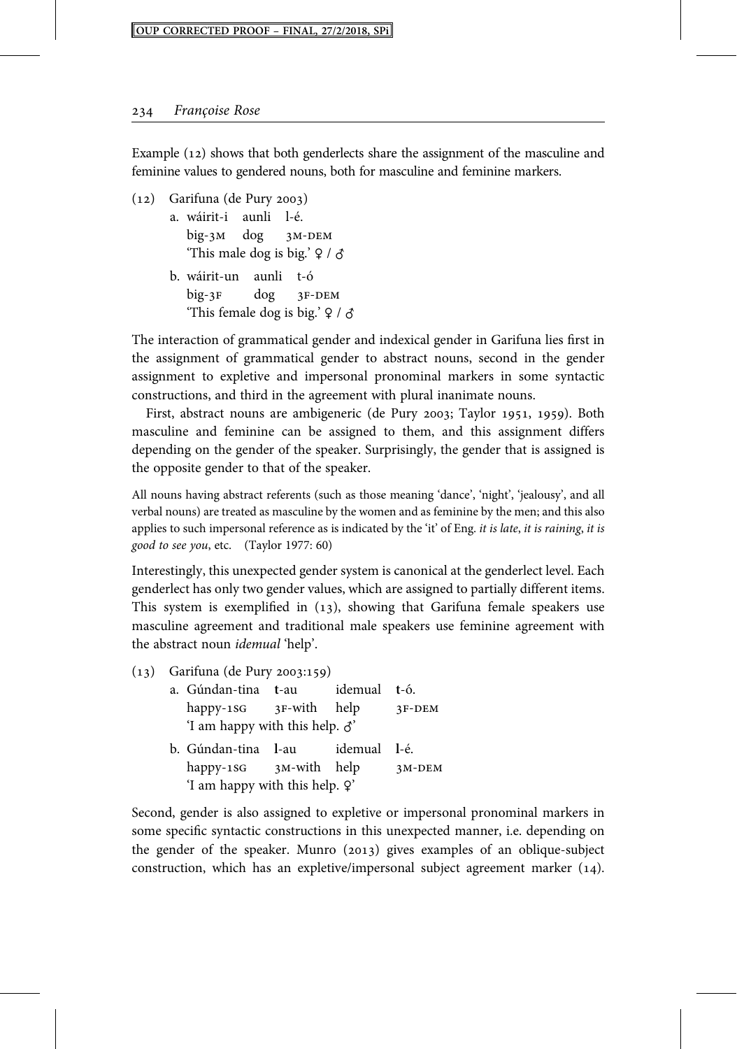Example (12) shows that both genderlects share the assignment of the masculine and feminine values to gendered nouns, both for masculine and feminine markers.

(12) Garifuna (de Pury 2003)

a. wáirit-i aunli l-é.
   big-3M dog 3M-DEM
   'This male dog is big.' ♀ / ♂

b. wáirit-un aunli t-ó
   big-3F dog 3F-DEM
   'This female dog is big.' ♀ / ♂

The interaction of grammatical gender and indexical gender in Garifuna lies first in the assignment of grammatical gender to abstract nouns, second in the gender assignment to expletive and impersonal pronominal markers in some syntactic constructions, and third in the agreement with plural inanimate nouns.

First, abstract nouns are ambigeneric (de Pury 2003; Taylor 1951, 1959). Both masculine and feminine can be assigned to them, and this assignment differs depending on the gender of the speaker. Surprisingly, the gender that is assigned is the opposite gender to that of the speaker.

All nouns having abstract referents (such as those meaning 'dance', 'night', 'jealousy', and all verbal nouns) are treated as masculine by the women and as feminine by the men; and this also applies to such impersonal reference as is indicated by the 'it' of Eng. *it is late*, *it is raining*, *it is good to see you*, etc. (Taylor 1977: 60)

Interestingly, this unexpected gender system is canonical at the genderlect level. Each genderlect has only two gender values, which are assigned to partially different items. This system is exemplified in (13), showing that Garifuna female speakers use masculine agreement and traditional male speakers use feminine agreement with the abstract noun *idemual* 'help'.

(13) Garifuna (de Pury 2003:159)

a. Gúndan-tina **t**-au idemual **t**-ó.
   happy-1SG 3F-with help 3F-DEM
   'I am happy with this help. ♂'

b. Gúndan-tina **l**-au idemual **l**-é.
   happy-1SG 3M-with help 3M-DEM
   'I am happy with this help. ♀'

Second, gender is also assigned to expletive or impersonal pronominal markers in some specific syntactic constructions in this unexpected manner, i.e. depending on the gender of the speaker. Munro (2013) gives examples of an oblique-subject construction, which has an expletive/impersonal subject agreement marker (14).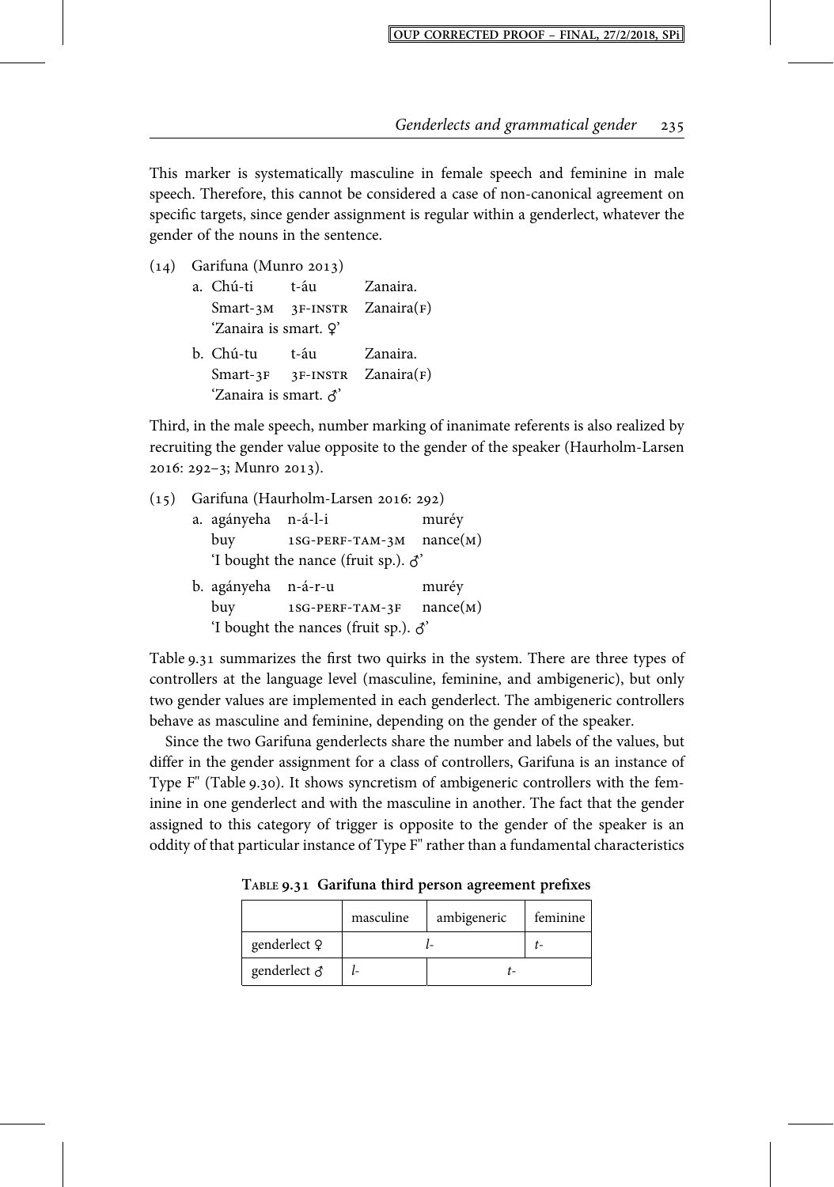This marker is systematically masculine in female speech and feminine in male speech. Therefore, this cannot be considered a case of non-canonical agreement on specific targets, since gender assignment is regular within a genderlect, whatever the gender of the nouns in the sentence.

(14) Garifuna (Munro 2013)

a. Chú-ti    t-áu    Zanaira.
   Smart-3M    3F-INSTR    Zanaira(F)
   'Zanaira is smart. ♀'

b. Chú-tu    t-áu    Zanaira.
   Smart-3F    3F-INSTR    Zanaira(F)
   'Zanaira is smart. ♂'

Third, in the male speech, number marking of inanimate referents is also realized by recruiting the gender value opposite to the gender of the speaker (Haurholm-Larsen 2016: 292–3; Munro 2013).

(15) Garifuna (Haurholm-Larsen 2016: 292)

a. agányeha    n-á-l-i    muréy
   buy    1SG-PERF-TAM-3M    nance(M)
   'I bought the nance (fruit sp.). ♂'

b. agányeha    n-á-r-u    muréy
   buy    1SG-PERF-TAM-3F    nance(M)
   'I bought the nances (fruit sp.). ♂'

Table 9.31 summarizes the first two quirks in the system. There are three types of controllers at the language level (masculine, feminine, and ambigeneric), but only two gender values are implemented in each genderlect. The ambigeneric controllers behave as masculine and feminine, depending on the gender of the speaker.

Since the two Garifuna genderlects share the number and labels of the values, but differ in the gender assignment for a class of controllers, Garifuna is an instance of Type F'' (Table 9.30). It shows syncretism of ambigeneric controllers with the feminine in one genderlect and with the masculine in another. The fact that the gender assigned to this category of trigger is opposite to the gender of the speaker is an oddity of that particular instance of Type F'' rather than a fundamental characteristics

**Table 9.31 Garifuna third person agreement prefixes**

| | masculine | ambigeneric | feminine |
|---|---|---|---|
| genderlect ♀ | *l-* | | *t-* |
| genderlect ♂ | *l-* | *t-* | |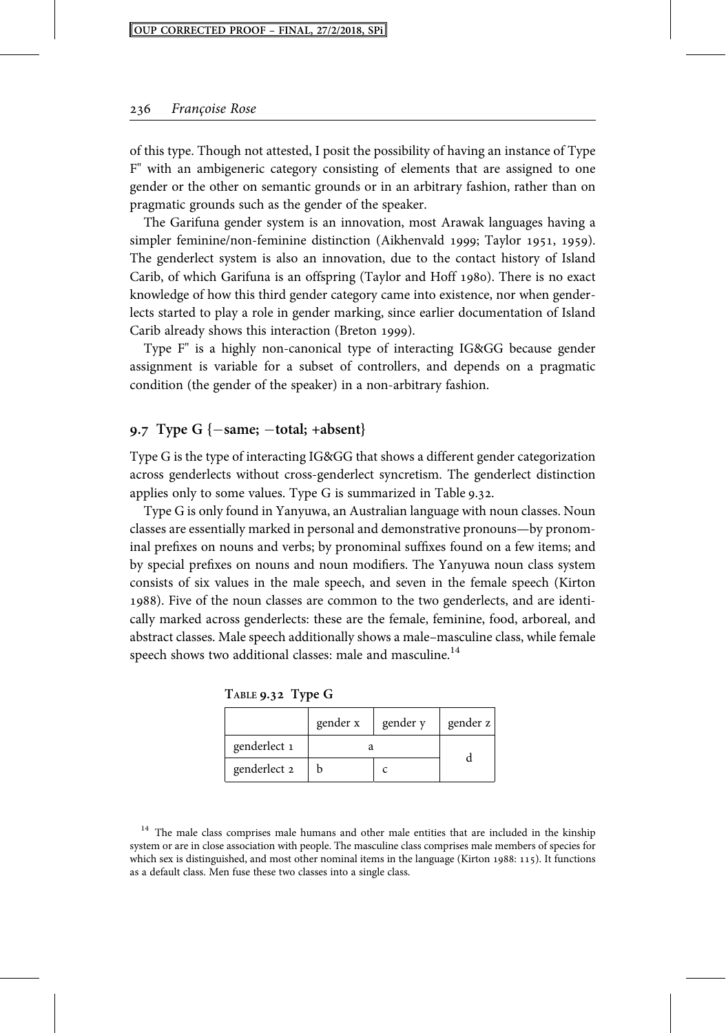of this type. Though not attested, I posit the possibility of having an instance of Type F'' with an ambigeneric category consisting of elements that are assigned to one gender or the other on semantic grounds or in an arbitrary fashion, rather than on pragmatic grounds such as the gender of the speaker.

The Garifuna gender system is an innovation, most Arawak languages having a simpler feminine/non-feminine distinction (Aikhenvald 1999; Taylor 1951, 1959). The genderlect system is also an innovation, due to the contact history of Island Carib, of which Garifuna is an offspring (Taylor and Hoff 1980). There is no exact knowledge of how this third gender category came into existence, nor when genderlects started to play a role in gender marking, since earlier documentation of Island Carib already shows this interaction (Breton 1999).

Type F'' is a highly non-canonical type of interacting IG&GG because gender assignment is variable for a subset of controllers, and depends on a pragmatic condition (the gender of the speaker) in a non-arbitrary fashion.

## 9.7 Type G {−same; −total; +absent}

Type G is the type of interacting IG&GG that shows a different gender categorization across genderlects without cross-genderlect syncretism. The genderlect distinction applies only to some values. Type G is summarized in Table 9.32.

Type G is only found in Yanyuwa, an Australian language with noun classes. Noun classes are essentially marked in personal and demonstrative pronouns—by pronominal prefixes on nouns and verbs; by pronominal suffixes found on a few items; and by special prefixes on nouns and noun modifiers. The Yanyuwa noun class system consists of six values in the male speech, and seven in the female speech (Kirton 1988). Five of the noun classes are common to the two genderlects, and are identically marked across genderlects: these are the female, feminine, food, arboreal, and abstract classes. Male speech additionally shows a male–masculine class, while female speech shows two additional classes: male and masculine.[14]

Table 9.32 Type G

| | gender x | gender y | gender z |
|---|---|---|---|
| genderlect 1 | a | | d |
| genderlect 2 | b | c | |

[14] The male class comprises male humans and other male entities that are included in the kinship system or are in close association with people. The masculine class comprises male members of species for which sex is distinguished, and most other nominal items in the language (Kirton 1988: 115). It functions as a default class. Men fuse these two classes into a single class.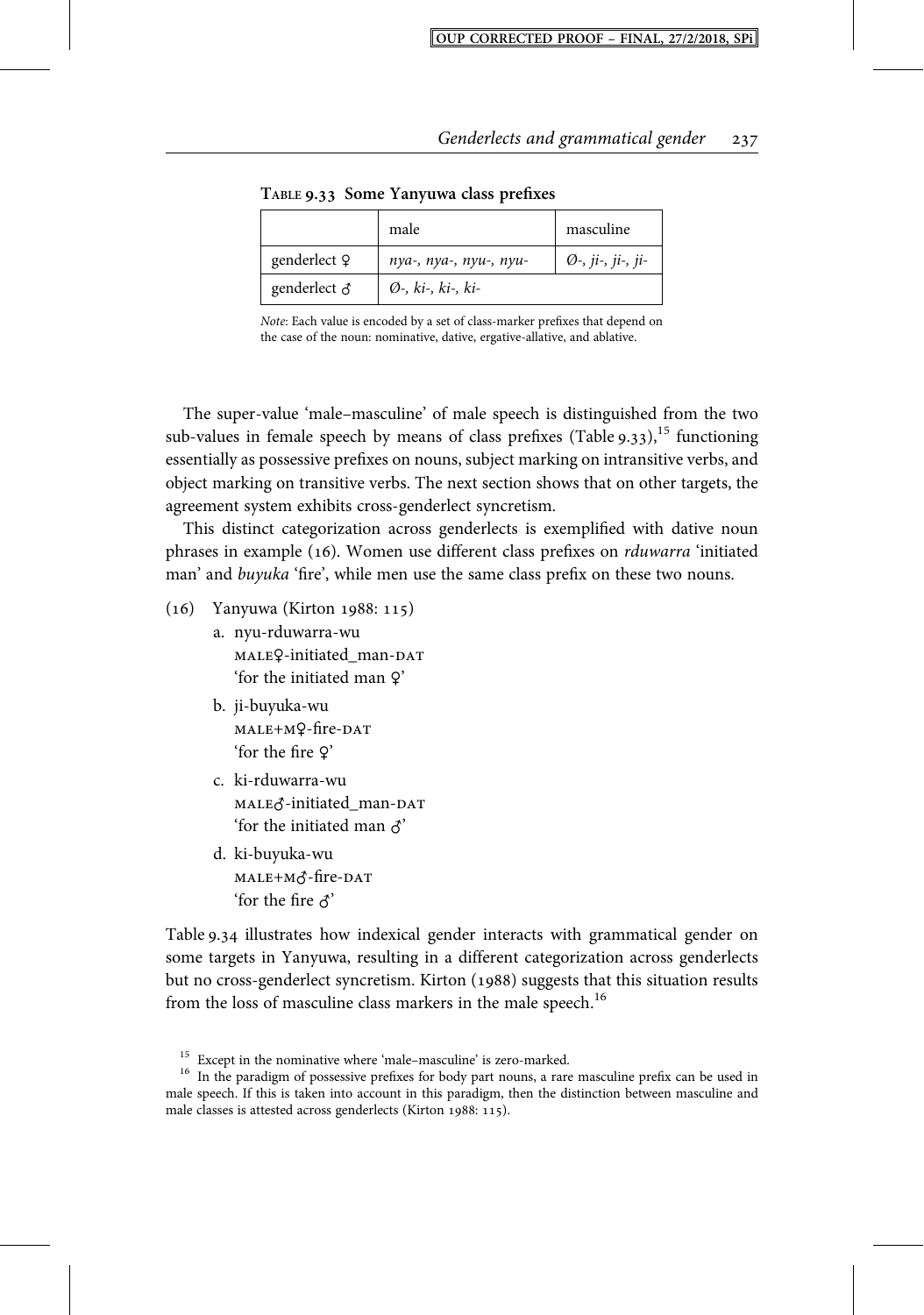**Table 9.33 Some Yanyuwa class prefixes**

| | male | masculine |
|---|---|---|
| genderlect ♀ | *nya-, nya-, nyu-, nyu-* | *Ø-, ji-, ji-, ji-* |
| genderlect ♂ | *Ø-, ki-, ki-, ki-* | |

*Note*: Each value is encoded by a set of class-marker prefixes that depend on the case of the noun: nominative, dative, ergative-allative, and ablative.

The super-value 'male–masculine' of male speech is distinguished from the two sub-values in female speech by means of class prefixes (Table 9.33),[15] functioning essentially as possessive prefixes on nouns, subject marking on intransitive verbs, and object marking on transitive verbs. The next section shows that on other targets, the agreement system exhibits cross-genderlect syncretism.

This distinct categorization across genderlects is exemplified with dative noun phrases in example (16). Women use different class prefixes on *rduwarra* 'initiated man' and *buyuka* 'fire', while men use the same class prefix on these two nouns.

(16) Yanyuwa (Kirton 1988: 115)

a. nyu-rduwarra-wu
MALE♀-initiated_man-DAT
'for the initiated man ♀'

b. ji-buyuka-wu
MALE+M♀-fire-DAT
'for the fire ♀'

c. ki-rduwarra-wu
MALE♂-initiated_man-DAT
'for the initiated man ♂'

d. ki-buyuka-wu
MALE+M♂-fire-DAT
'for the fire ♂'

Table 9.34 illustrates how indexical gender interacts with grammatical gender on some targets in Yanyuwa, resulting in a different categorization across genderlects but no cross-genderlect syncretism. Kirton (1988) suggests that this situation results from the loss of masculine class markers in the male speech.[16]

[15] Except in the nominative where 'male–masculine' is zero-marked.

[16] In the paradigm of possessive prefixes for body part nouns, a rare masculine prefix can be used in male speech. If this is taken into account in this paradigm, then the distinction between masculine and male classes is attested across genderlects (Kirton 1988: 115).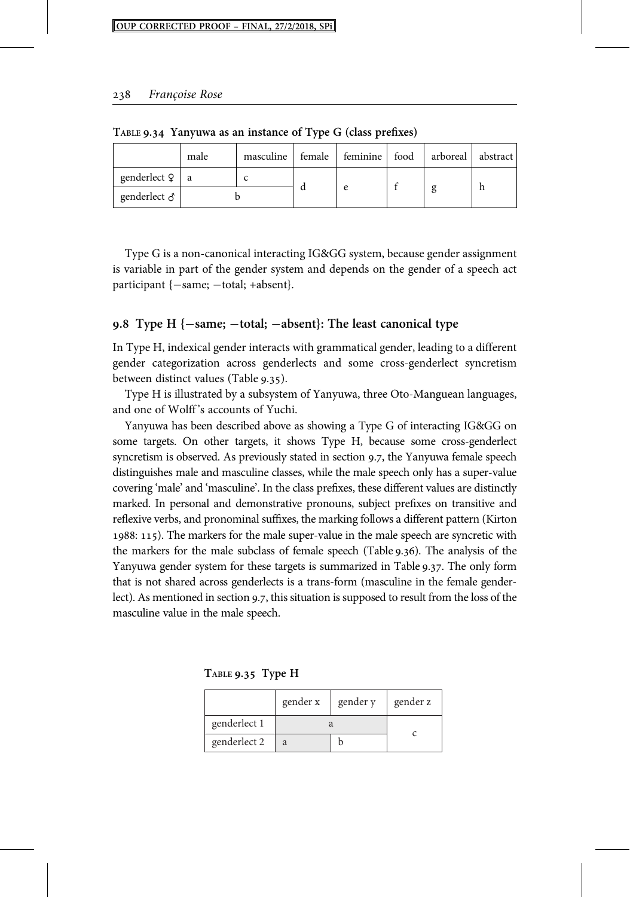Table 9.34 Yanyuwa as an instance of Type G (class prefixes)

| | male | masculine | female | feminine | food | arboreal | abstract |
|---|---|---|---|---|---|---|---|
| genderlect ♀ | a | c | d | e | f | g | h |
| genderlect ♂ | b | | | | | | |

Type G is a non-canonical interacting IG&GG system, because gender assignment is variable in part of the gender system and depends on the gender of a speech act participant {−same; −total; +absent}.

## 9.8 Type H {−same; −total; −absent}: The least canonical type

In Type H, indexical gender interacts with grammatical gender, leading to a different gender categorization across genderlects and some cross-genderlect syncretism between distinct values (Table 9.35).

Type H is illustrated by a subsystem of Yanyuwa, three Oto-Manguean languages, and one of Wolff's accounts of Yuchi.

Yanyuwa has been described above as showing a Type G of interacting IG&GG on some targets. On other targets, it shows Type H, because some cross-genderlect syncretism is observed. As previously stated in section 9.7, the Yanyuwa female speech distinguishes male and masculine classes, while the male speech only has a super-value covering 'male' and 'masculine'. In the class prefixes, these different values are distinctly marked. In personal and demonstrative pronouns, subject prefixes on transitive and reflexive verbs, and pronominal suffixes, the marking follows a different pattern (Kirton 1988: 115). The markers for the male super-value in the male speech are syncretic with the markers for the male subclass of female speech (Table 9.36). The analysis of the Yanyuwa gender system for these targets is summarized in Table 9.37. The only form that is not shared across genderlects is a trans-form (masculine in the female genderlect). As mentioned in section 9.7, this situation is supposed to result from the loss of the masculine value in the male speech.

Table 9.35 Type H

| | gender x | gender y | gender z |
|---|---|---|---|
| genderlect 1 | a | | c |
| genderlect 2 | a | b | |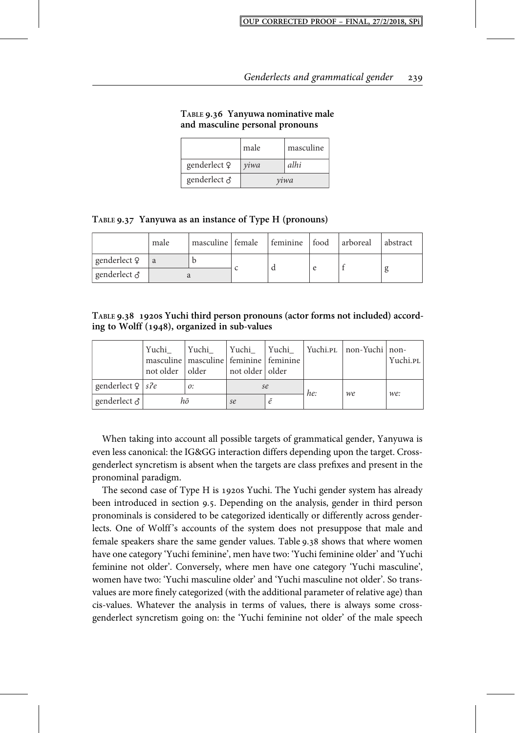**Table 9.36 Yanyuwa nominative male and masculine personal pronouns**

| | male | masculine |
|---|---|---|
| genderlect ♀ | *yiwa* | *alhi* |
| genderlect ♂ | *yiwa* | |

**Table 9.37 Yanyuwa as an instance of Type H (pronouns)**

| | male | masculine | female | feminine | food | arboreal | abstract |
|---|---|---|---|---|---|---|---|
| genderlect ♀ | a | b | c | d | e | f | g |
| genderlect ♂ | a | | | | | | |

**Table 9.38 1920s Yuchi third person pronouns (actor forms not included) according to Wolff (1948), organized in sub-values**

| | Yuchi_ masculine not older | Yuchi_ masculine older | Yuchi_ feminine not older | Yuchi_ feminine older | Yuchi.PL | non-Yuchi | non-Yuchi.PL |
|---|---|---|---|---|---|---|---|
| genderlect ♀ | *sʔe* | *o:* | *se* | | *he:* | *we* | *we:* |
| genderlect ♂ | *hõ* | | *se* | *ẽ* | | | |

When taking into account all possible targets of grammatical gender, Yanyuwa is even less canonical: the IG&GG interaction differs depending upon the target. Cross-genderlect syncretism is absent when the targets are class prefixes and present in the pronominal paradigm.

The second case of Type H is 1920s Yuchi. The Yuchi gender system has already been introduced in section 9.5. Depending on the analysis, gender in third person pronominals is considered to be categorized identically or differently across genderlects. One of Wolff's accounts of the system does not presuppose that male and female speakers share the same gender values. Table 9.38 shows that where women have one category 'Yuchi feminine', men have two: 'Yuchi feminine older' and 'Yuchi feminine not older'. Conversely, where men have one category 'Yuchi masculine', women have two: 'Yuchi masculine older' and 'Yuchi masculine not older'. So trans-values are more finely categorized (with the additional parameter of relative age) than cis-values. Whatever the analysis in terms of values, there is always some cross-genderlect syncretism going on: the 'Yuchi feminine not older' of the male speech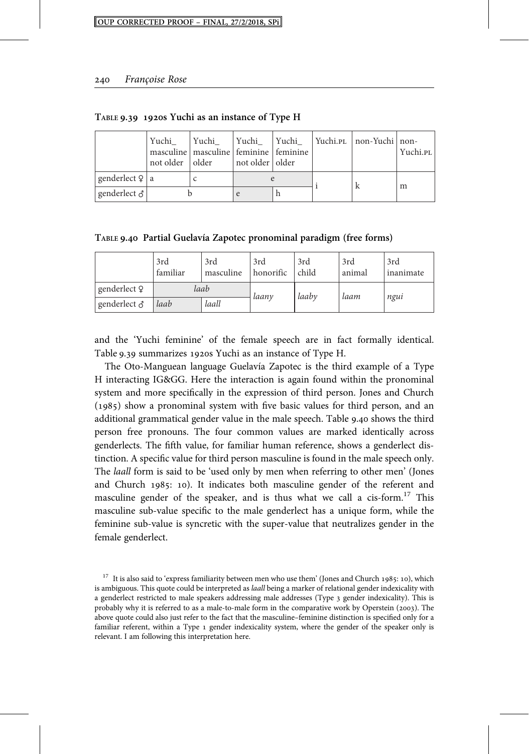Table 9.39 1920s Yuchi as an instance of Type H

| | Yuchi_ masculine not older | Yuchi_ masculine older | Yuchi_ feminine not older | Yuchi_ feminine older | Yuchi.PL | non-Yuchi | non-Yuchi.PL |
|---|---|---|---|---|---|---|---|
| genderlect ♀ | a | c | e | | i | k | m |
| genderlect ♂ | b | | e | h | | | |

Table 9.40 Partial Guelavía Zapotec pronominal paradigm (free forms)

| | 3rd familiar | 3rd masculine | 3rd honorific | 3rd child | 3rd animal | 3rd inanimate |
|---|---|---|---|---|---|---|
| genderlect ♀ | *laab* | | *laany* | *laaby* | *laam* | *ngui* |
| genderlect ♂ | *laab* | *laall* | | | | |

and the 'Yuchi feminine' of the female speech are in fact formally identical. Table 9.39 summarizes 1920s Yuchi as an instance of Type H.

The Oto-Manguean language Guelavía Zapotec is the third example of a Type H interacting IG&GG. Here the interaction is again found within the pronominal system and more specifically in the expression of third person. Jones and Church (1985) show a pronominal system with five basic values for third person, and an additional grammatical gender value in the male speech. Table 9.40 shows the third person free pronouns. The four common values are marked identically across genderlects. The fifth value, for familiar human reference, shows a genderlect distinction. A specific value for third person masculine is found in the male speech only. The *laall* form is said to be 'used only by men when referring to other men' (Jones and Church 1985: 10). It indicates both masculine gender of the referent and masculine gender of the speaker, and is thus what we call a cis-form.[17] This masculine sub-value specific to the male genderlect has a unique form, while the feminine sub-value is syncretic with the super-value that neutralizes gender in the female genderlect.

[17] It is also said to 'express familiarity between men who use them' (Jones and Church 1985: 10), which is ambiguous. This quote could be interpreted as *laall* being a marker of relational gender indexicality with a genderlect restricted to male speakers addressing male addresses (Type 3 gender indexicality). This is probably why it is referred to as a male-to-male form in the comparative work by Operstein (2003). The above quote could also just refer to the fact that the masculine–feminine distinction is specified only for a familiar referent, within a Type 1 gender indexicality system, where the gender of the speaker only is relevant. I am following this interpretation here.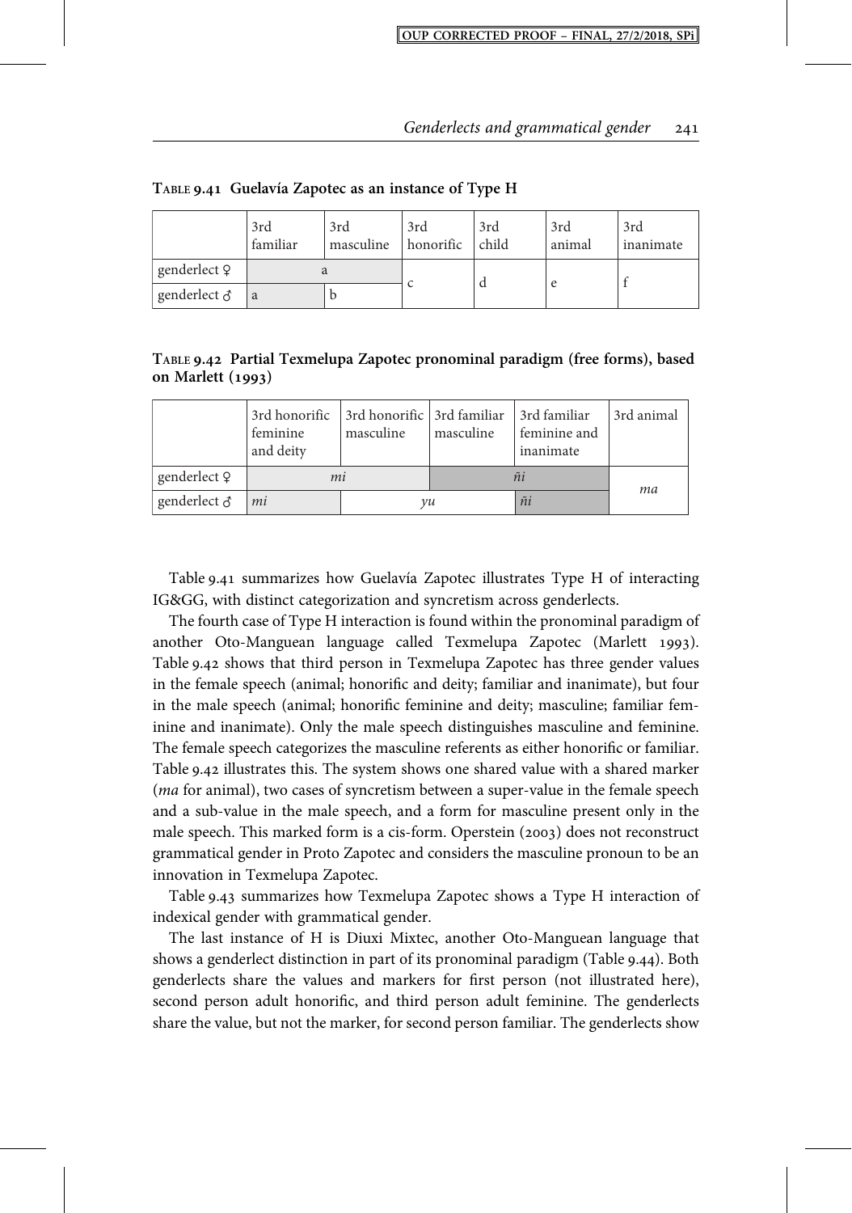**Table 9.41 Guelavía Zapotec as an instance of Type H**

| | 3rd familiar | 3rd masculine | 3rd honorific | 3rd child | 3rd animal | 3rd inanimate |
|---|---|---|---|---|---|---|
| genderlect ♀ | a | | c | d | e | f |
| genderlect ♂ | a | b | | | | |

**Table 9.42 Partial Texmelupa Zapotec pronominal paradigm (free forms), based on Marlett (1993)**

| | 3rd honorific feminine and deity | 3rd honorific masculine | 3rd familiar masculine | 3rd familiar feminine and inanimate | 3rd animal |
|---|---|---|---|---|---|
| genderlect ♀ | *mi* | | *ñi* | | *ma* |
| genderlect ♂ | *mi* | *yu* | | *ñi* | |

Table 9.41 summarizes how Guelavía Zapotec illustrates Type H of interacting IG&GG, with distinct categorization and syncretism across genderlects.

The fourth case of Type H interaction is found within the pronominal paradigm of another Oto-Manguean language called Texmelupa Zapotec (Marlett 1993). Table 9.42 shows that third person in Texmelupa Zapotec has three gender values in the female speech (animal; honorific and deity; familiar and inanimate), but four in the male speech (animal; honorific feminine and deity; masculine; familiar feminine and inanimate). Only the male speech distinguishes masculine and feminine. The female speech categorizes the masculine referents as either honorific or familiar. Table 9.42 illustrates this. The system shows one shared value with a shared marker (*ma* for animal), two cases of syncretism between a super-value in the female speech and a sub-value in the male speech, and a form for masculine present only in the male speech. This marked form is a cis-form. Operstein (2003) does not reconstruct grammatical gender in Proto Zapotec and considers the masculine pronoun to be an innovation in Texmelupa Zapotec.

Table 9.43 summarizes how Texmelupa Zapotec shows a Type H interaction of indexical gender with grammatical gender.

The last instance of H is Diuxi Mixtec, another Oto-Manguean language that shows a genderlect distinction in part of its pronominal paradigm (Table 9.44). Both genderlects share the values and markers for first person (not illustrated here), second person adult honorific, and third person adult feminine. The genderlects share the value, but not the marker, for second person familiar. The genderlects show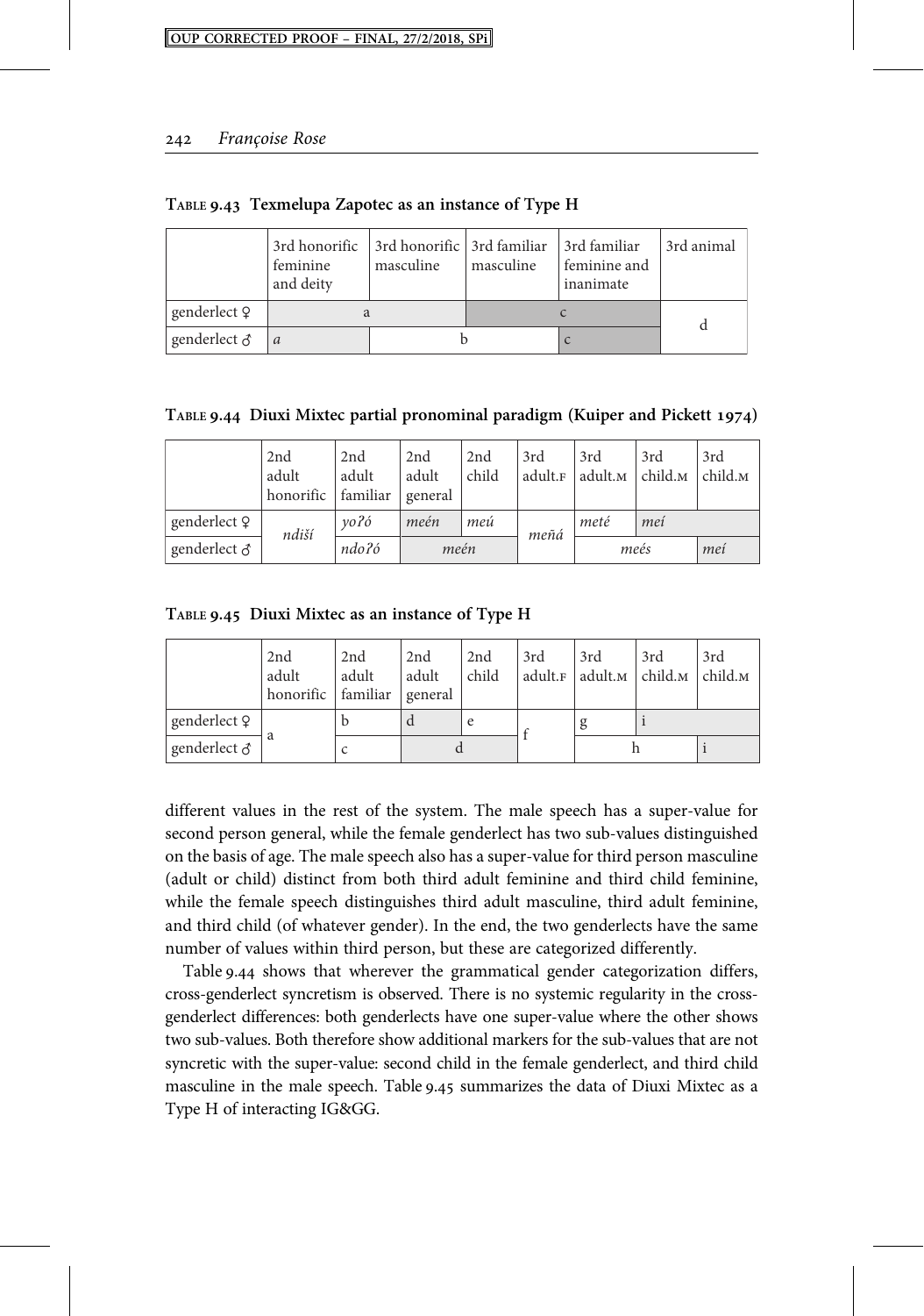**Table 9.43 Texmelupa Zapotec as an instance of Type H**

| | 3rd honorific feminine and deity | 3rd honorific masculine | 3rd familiar masculine | 3rd familiar feminine and inanimate | 3rd animal |
|---|---|---|---|---|---|
| genderlect ♀ | a | | c | | d |
| genderlect ♂ | *a* | b | | c | |

**Table 9.44 Diuxi Mixtec partial pronominal paradigm (Kuiper and Pickett 1974)**

| | 2nd adult honorific | 2nd adult familiar | 2nd adult general | 2nd child | 3rd adult.F | 3rd adult.M | 3rd child.M | 3rd child.M |
|---|---|---|---|---|---|---|---|---|
| genderlect ♀ | *ndiší* | *yoʔó* | *meén* | *meú* | *meñá* | *meté* | *meí* | |
| genderlect ♂ | | *ndoʔó* | *meén* | | | *meés* | | *meí* |

**Table 9.45 Diuxi Mixtec as an instance of Type H**

| | 2nd adult honorific | 2nd adult familiar | 2nd adult general | 2nd child | 3rd adult.F | 3rd adult.M | 3rd child.M | 3rd child.M |
|---|---|---|---|---|---|---|---|---|
| genderlect ♀ | a | b | d | e | f | g | i | |
| genderlect ♂ | | c | d | | | h | | i |

different values in the rest of the system. The male speech has a super-value for second person general, while the female genderlect has two sub-values distinguished on the basis of age. The male speech also has a super-value for third person masculine (adult or child) distinct from both third adult feminine and third child feminine, while the female speech distinguishes third adult masculine, third adult feminine, and third child (of whatever gender). In the end, the two genderlects have the same number of values within third person, but these are categorized differently.

Table 9.44 shows that wherever the grammatical gender categorization differs, cross-genderlect syncretism is observed. There is no systemic regularity in the cross-genderlect differences: both genderlects have one super-value where the other shows two sub-values. Both therefore show additional markers for the sub-values that are not syncretic with the super-value: second child in the female genderlect, and third child masculine in the male speech. Table 9.45 summarizes the data of Diuxi Mixtec as a Type H of interacting IG&GG.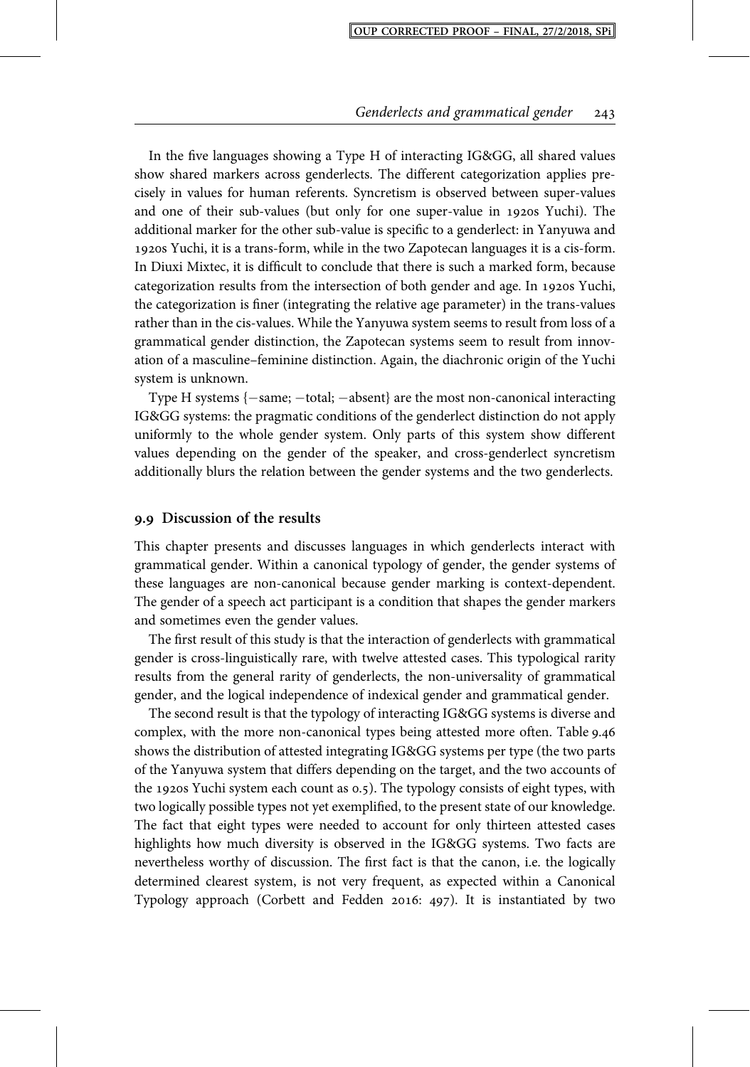In the five languages showing a Type H of interacting IG&GG, all shared values show shared markers across genderlects. The different categorization applies precisely in values for human referents. Syncretism is observed between super-values and one of their sub-values (but only for one super-value in 1920s Yuchi). The additional marker for the other sub-value is specific to a genderlect: in Yanyuwa and 1920s Yuchi, it is a trans-form, while in the two Zapotecan languages it is a cis-form. In Diuxi Mixtec, it is difficult to conclude that there is such a marked form, because categorization results from the intersection of both gender and age. In 1920s Yuchi, the categorization is finer (integrating the relative age parameter) in the trans-values rather than in the cis-values. While the Yanyuwa system seems to result from loss of a grammatical gender distinction, the Zapotecan systems seem to result from innovation of a masculine–feminine distinction. Again, the diachronic origin of the Yuchi system is unknown.

Type H systems {−same; −total; −absent} are the most non-canonical interacting IG&GG systems: the pragmatic conditions of the genderlect distinction do not apply uniformly to the whole gender system. Only parts of this system show different values depending on the gender of the speaker, and cross-genderlect syncretism additionally blurs the relation between the gender systems and the two genderlects.

## 9.9 Discussion of the results

This chapter presents and discusses languages in which genderlects interact with grammatical gender. Within a canonical typology of gender, the gender systems of these languages are non-canonical because gender marking is context-dependent. The gender of a speech act participant is a condition that shapes the gender markers and sometimes even the gender values.

The first result of this study is that the interaction of genderlects with grammatical gender is cross-linguistically rare, with twelve attested cases. This typological rarity results from the general rarity of genderlects, the non-universality of grammatical gender, and the logical independence of indexical gender and grammatical gender.

The second result is that the typology of interacting IG&GG systems is diverse and complex, with the more non-canonical types being attested more often. Table 9.46 shows the distribution of attested integrating IG&GG systems per type (the two parts of the Yanyuwa system that differs depending on the target, and the two accounts of the 1920s Yuchi system each count as 0.5). The typology consists of eight types, with two logically possible types not yet exemplified, to the present state of our knowledge. The fact that eight types were needed to account for only thirteen attested cases highlights how much diversity is observed in the IG&GG systems. Two facts are nevertheless worthy of discussion. The first fact is that the canon, i.e. the logically determined clearest system, is not very frequent, as expected within a Canonical Typology approach (Corbett and Fedden 2016: 497). It is instantiated by two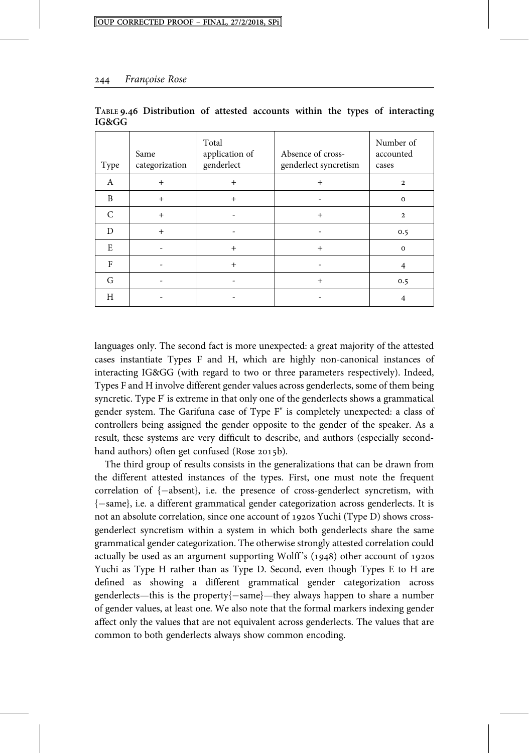TABLE 9.46 **Distribution of attested accounts within the types of interacting IG&GG**

| Type | Same categorization | Total application of genderlect | Absence of cross-genderlect syncretism | Number of accounted cases |
|---|---|---|---|---|
| A | + | + | + | 2 |
| B | + | + | - | 0 |
| C | + | - | + | 2 |
| D | + | - | - | 0.5 |
| E | - | + | + | 0 |
| F | - | + | - | 4 |
| G | - | - | + | 0.5 |
| H | - | - | - | 4 |

languages only. The second fact is more unexpected: a great majority of the attested cases instantiate Types F and H, which are highly non-canonical instances of interacting IG&GG (with regard to two or three parameters respectively). Indeed, Types F and H involve different gender values across genderlects, some of them being syncretic. Type F' is extreme in that only one of the genderlects shows a grammatical gender system. The Garifuna case of Type F'' is completely unexpected: a class of controllers being assigned the gender opposite to the gender of the speaker. As a result, these systems are very difficult to describe, and authors (especially second-hand authors) often get confused (Rose 2015b).

The third group of results consists in the generalizations that can be drawn from the different attested instances of the types. First, one must note the frequent correlation of {−absent}, i.e. the presence of cross-genderlect syncretism, with {−same}, i.e. a different grammatical gender categorization across genderlects. It is not an absolute correlation, since one account of 1920s Yuchi (Type D) shows cross-genderlect syncretism within a system in which both genderlects share the same grammatical gender categorization. The otherwise strongly attested correlation could actually be used as an argument supporting Wolff's (1948) other account of 1920s Yuchi as Type H rather than as Type D. Second, even though Types E to H are defined as showing a different grammatical gender categorization across genderlects—this is the property{−same}—they always happen to share a number of gender values, at least one. We also note that the formal markers indexing gender affect only the values that are not equivalent across genderlects. The values that are common to both genderlects always show common encoding.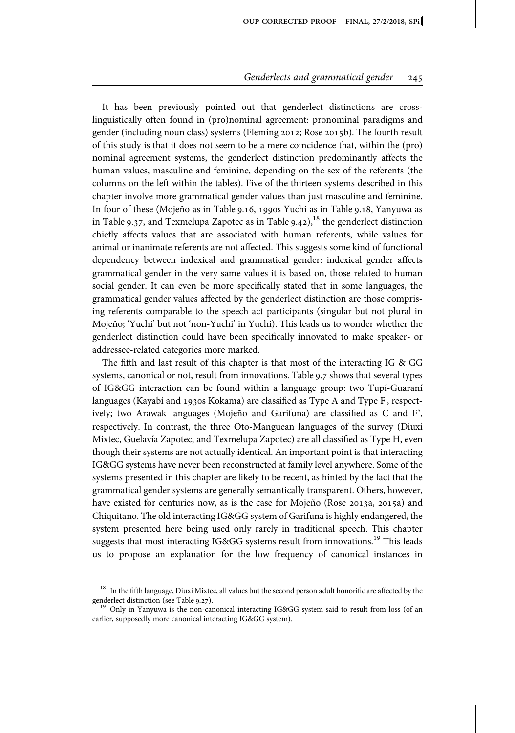It has been previously pointed out that genderlect distinctions are cross-linguistically often found in (pro)nominal agreement: pronominal paradigms and gender (including noun class) systems (Fleming 2012; Rose 2015b). The fourth result of this study is that it does not seem to be a mere coincidence that, within the (pro) nominal agreement systems, the genderlect distinction predominantly affects the human values, masculine and feminine, depending on the sex of the referents (the columns on the left within the tables). Five of the thirteen systems described in this chapter involve more grammatical gender values than just masculine and feminine. In four of these (Mojeño as in Table 9.16, 1990s Yuchi as in Table 9.18, Yanyuwa as in Table 9.37, and Texmelupa Zapotec as in Table 9.42),[18] the genderlect distinction chiefly affects values that are associated with human referents, while values for animal or inanimate referents are not affected. This suggests some kind of functional dependency between indexical and grammatical gender: indexical gender affects grammatical gender in the very same values it is based on, those related to human social gender. It can even be more specifically stated that in some languages, the grammatical gender values affected by the genderlect distinction are those comprising referents comparable to the speech act participants (singular but not plural in Mojeño; 'Yuchi' but not 'non-Yuchi' in Yuchi). This leads us to wonder whether the genderlect distinction could have been specifically innovated to make speaker- or addressee-related categories more marked.

The fifth and last result of this chapter is that most of the interacting IG & GG systems, canonical or not, result from innovations. Table 9.7 shows that several types of IG&GG interaction can be found within a language group: two Tupí-Guaraní languages (Kayabí and 1930s Kokama) are classified as Type A and Type F', respectively; two Arawak languages (Mojeño and Garifuna) are classified as C and F'', respectively. In contrast, the three Oto-Manguean languages of the survey (Diuxi Mixtec, Guelavía Zapotec, and Texmelupa Zapotec) are all classified as Type H, even though their systems are not actually identical. An important point is that interacting IG&GG systems have never been reconstructed at family level anywhere. Some of the systems presented in this chapter are likely to be recent, as hinted by the fact that the grammatical gender systems are generally semantically transparent. Others, however, have existed for centuries now, as is the case for Mojeño (Rose 2013a, 2015a) and Chiquitano. The old interacting IG&GG system of Garifuna is highly endangered, the system presented here being used only rarely in traditional speech. This chapter suggests that most interacting IG&GG systems result from innovations.[19] This leads us to propose an explanation for the low frequency of canonical instances in

[18] In the fifth language, Diuxi Mixtec, all values but the second person adult honorific are affected by the genderlect distinction (see Table 9.27).

[19] Only in Yanyuwa is the non-canonical interacting IG&GG system said to result from loss (of an earlier, supposedly more canonical interacting IG&GG system).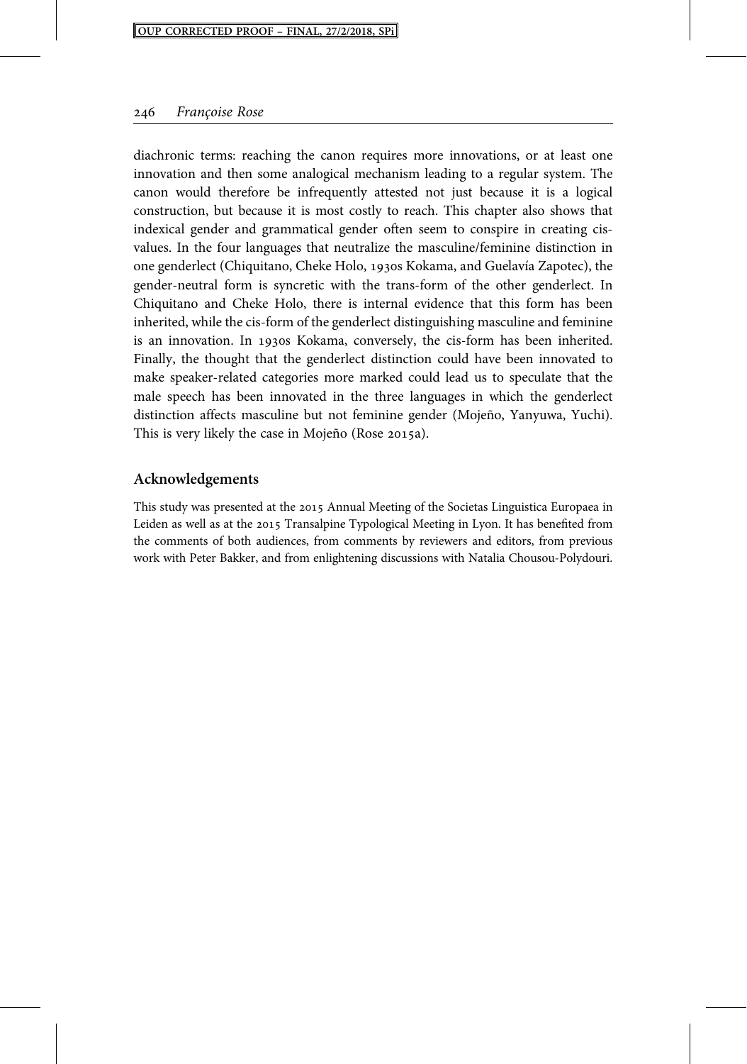diachronic terms: reaching the canon requires more innovations, or at least one innovation and then some analogical mechanism leading to a regular system. The canon would therefore be infrequently attested not just because it is a logical construction, but because it is most costly to reach. This chapter also shows that indexical gender and grammatical gender often seem to conspire in creating cis-values. In the four languages that neutralize the masculine/feminine distinction in one genderlect (Chiquitano, Cheke Holo, 1930s Kokama, and Guelavía Zapotec), the gender-neutral form is syncretic with the trans-form of the other genderlect. In Chiquitano and Cheke Holo, there is internal evidence that this form has been inherited, while the cis-form of the genderlect distinguishing masculine and feminine is an innovation. In 1930s Kokama, conversely, the cis-form has been inherited. Finally, the thought that the genderlect distinction could have been innovated to make speaker-related categories more marked could lead us to speculate that the male speech has been innovated in the three languages in which the genderlect distinction affects masculine but not feminine gender (Mojeño, Yanyuwa, Yuchi). This is very likely the case in Mojeño (Rose 2015a).

## Acknowledgements

This study was presented at the 2015 Annual Meeting of the Societas Linguistica Europaea in Leiden as well as at the 2015 Transalpine Typological Meeting in Lyon. It has benefited from the comments of both audiences, from comments by reviewers and editors, from previous work with Peter Bakker, and from enlightening discussions with Natalia Chousou-Polydouri.